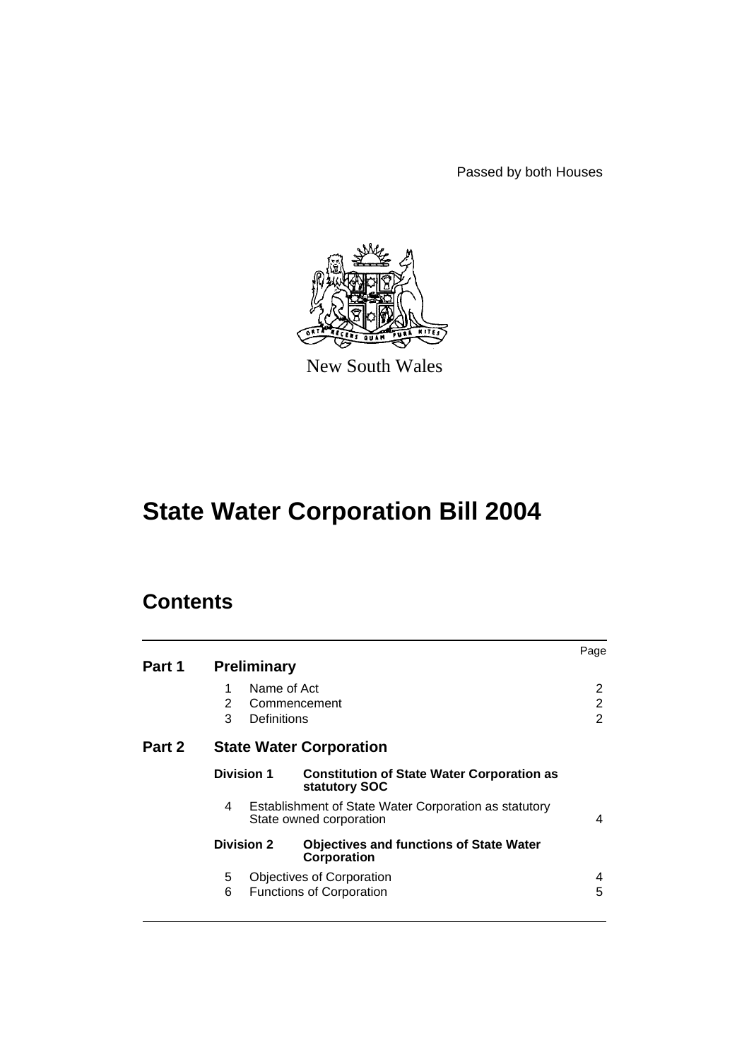Passed by both Houses

New South Wales

# State Water Corporation Bill 2004

## Contents

| | | | Page |
|---|---|---|---|
| **Part 1** | **Preliminary** | | |
| | 1 | Name of Act | 2 |
| | 2 | Commencement | 2 |
| | 3 | Definitions | 2 |
| **Part 2** | **State Water Corporation** | | |
| | **Division 1** | **Constitution of State Water Corporation as statutory SOC** | |
| | 4 | Establishment of State Water Corporation as statutory State owned corporation | 4 |
| | **Division 2** | **Objectives and functions of State Water Corporation** | |
| | 5 | Objectives of Corporation | 4 |
| | 6 | Functions of Corporation | 5 |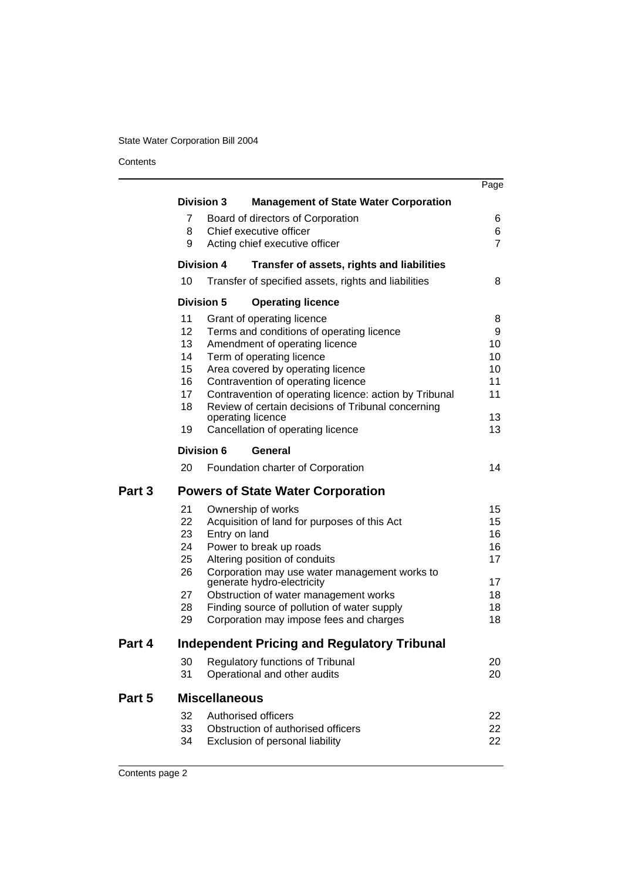| | | Page |
|---|---|---|
| **Division 3** | **Management of State Water Corporation** | |
| 7 | Board of directors of Corporation | 6 |
| 8 | Chief executive officer | 6 |
| 9 | Acting chief executive officer | 7 |
| **Division 4** | **Transfer of assets, rights and liabilities** | |
| 10 | Transfer of specified assets, rights and liabilities | 8 |
| **Division 5** | **Operating licence** | |
| 11 | Grant of operating licence | 8 |
| 12 | Terms and conditions of operating licence | 9 |
| 13 | Amendment of operating licence | 10 |
| 14 | Term of operating licence | 10 |
| 15 | Area covered by operating licence | 10 |
| 16 | Contravention of operating licence | 11 |
| 17 | Contravention of operating licence: action by Tribunal | 11 |
| 18 | Review of certain decisions of Tribunal concerning operating licence | 13 |
| 19 | Cancellation of operating licence | 13 |
| **Division 6** | **General** | |
| 20 | Foundation charter of Corporation | 14 |

## Part 3 Powers of State Water Corporation

| | | |
|---|---|---|
| 21 | Ownership of works | 15 |
| 22 | Acquisition of land for purposes of this Act | 15 |
| 23 | Entry on land | 16 |
| 24 | Power to break up roads | 16 |
| 25 | Altering position of conduits | 17 |
| 26 | Corporation may use water management works to generate hydro-electricity | 17 |
| 27 | Obstruction of water management works | 18 |
| 28 | Finding source of pollution of water supply | 18 |
| 29 | Corporation may impose fees and charges | 18 |

## Part 4 Independent Pricing and Regulatory Tribunal

| | | |
|---|---|---|
| 30 | Regulatory functions of Tribunal | 20 |
| 31 | Operational and other audits | 20 |

## Part 5 Miscellaneous

| | | |
|---|---|---|
| 32 | Authorised officers | 22 |
| 33 | Obstruction of authorised officers | 22 |
| 34 | Exclusion of personal liability | 22 |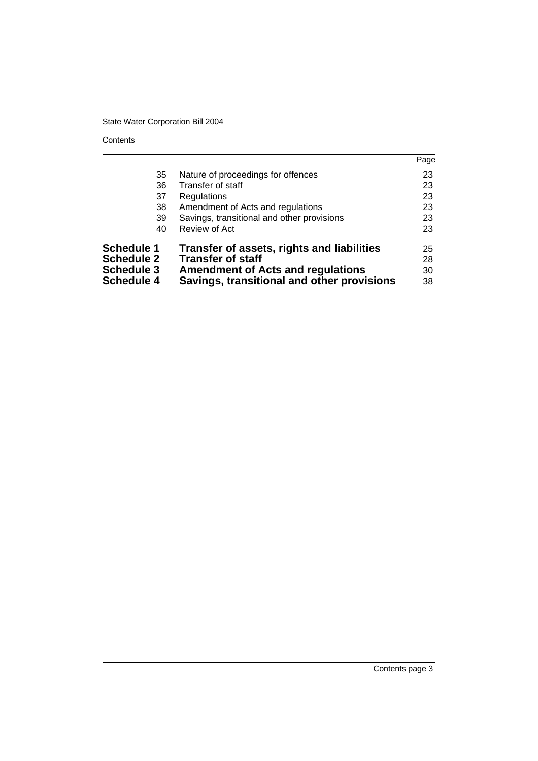| | | Page |
|---|---|---|
| 35 | Nature of proceedings for offences | 23 |
| 36 | Transfer of staff | 23 |
| 37 | Regulations | 23 |
| 38 | Amendment of Acts and regulations | 23 |
| 39 | Savings, transitional and other provisions | 23 |
| 40 | Review of Act | 23 |
| **Schedule 1** | **Transfer of assets, rights and liabilities** | 25 |
| **Schedule 2** | **Transfer of staff** | 28 |
| **Schedule 3** | **Amendment of Acts and regulations** | 30 |
| **Schedule 4** | **Savings, transitional and other provisions** | 38 |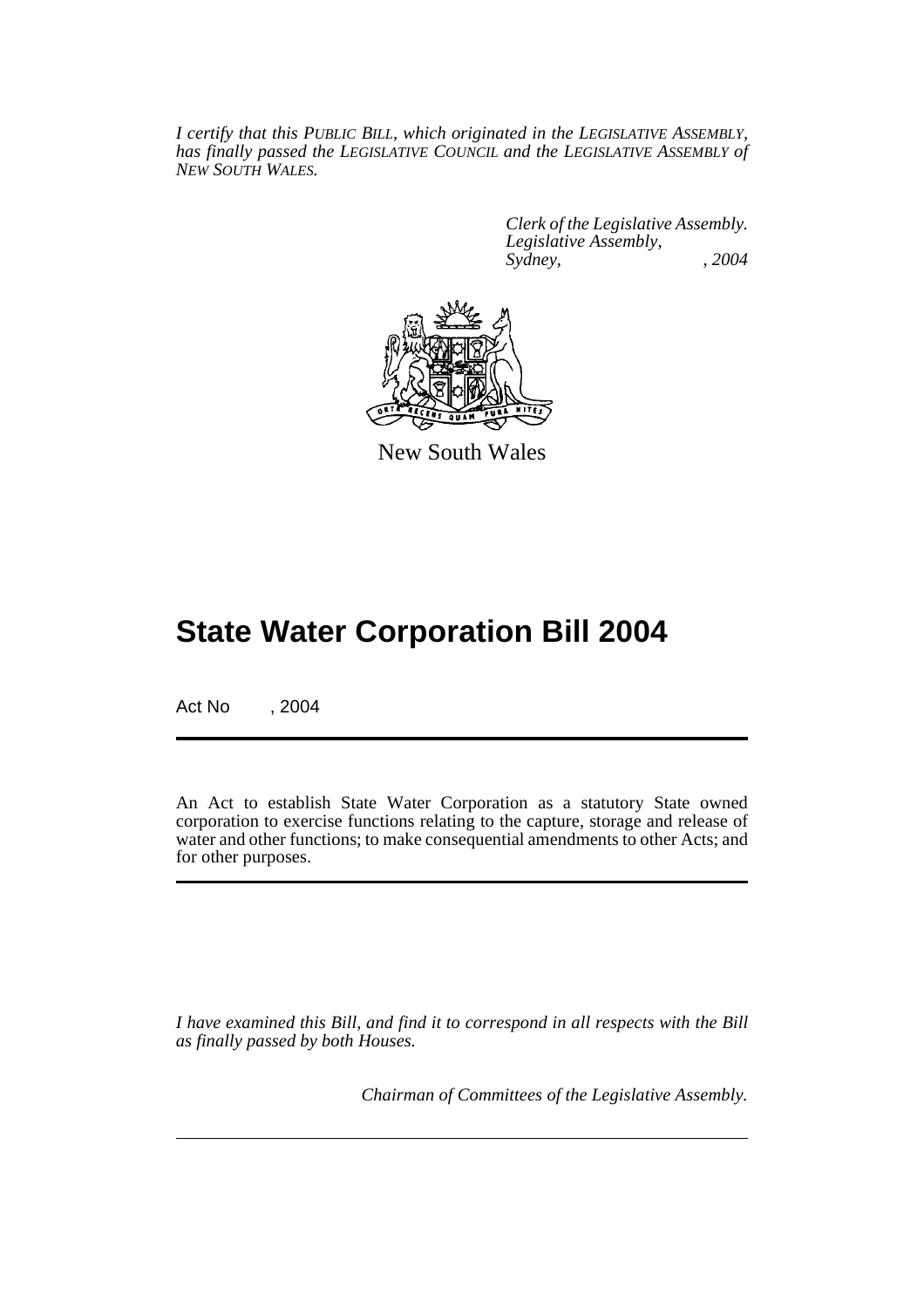*I certify that this PUBLIC BILL, which originated in the LEGISLATIVE ASSEMBLY, has finally passed the LEGISLATIVE COUNCIL and the LEGISLATIVE ASSEMBLY of NEW SOUTH WALES.*

*Clerk of the Legislative Assembly.*
*Legislative Assembly,*
*Sydney, , 2004*

New South Wales

# State Water Corporation Bill 2004

Act No , 2004

An Act to establish State Water Corporation as a statutory State owned corporation to exercise functions relating to the capture, storage and release of water and other functions; to make consequential amendments to other Acts; and for other purposes.

*I have examined this Bill, and find it to correspond in all respects with the Bill as finally passed by both Houses.*

*Chairman of Committees of the Legislative Assembly.*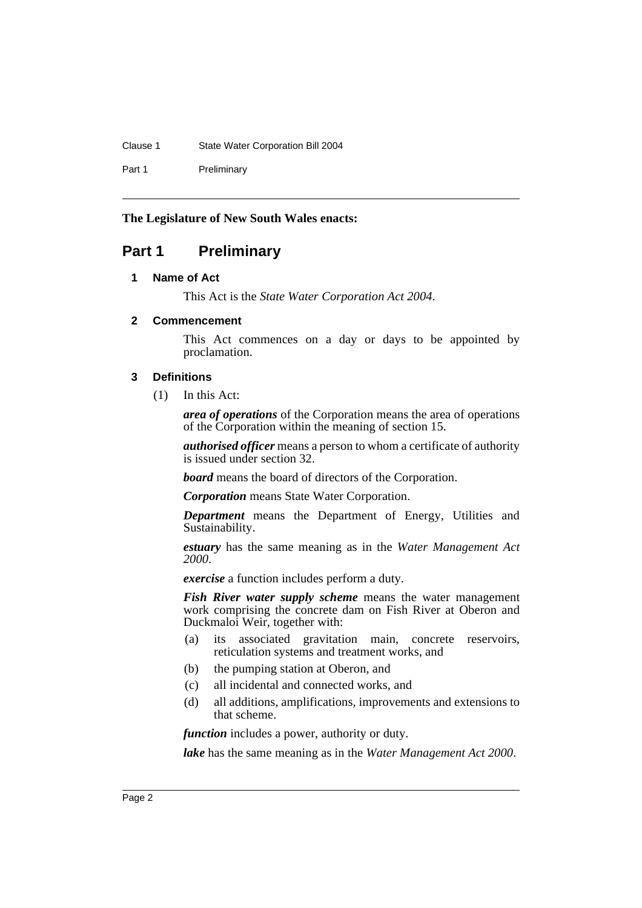**The Legislature of New South Wales enacts:**

# Part 1 Preliminary

### 1 Name of Act

This Act is the *State Water Corporation Act 2004*.

### 2 Commencement

This Act commences on a day or days to be appointed by proclamation.

### 3 Definitions

(1) In this Act:

***area of operations*** of the Corporation means the area of operations of the Corporation within the meaning of section 15.

***authorised officer*** means a person to whom a certificate of authority is issued under section 32.

***board*** means the board of directors of the Corporation.

***Corporation*** means State Water Corporation.

***Department*** means the Department of Energy, Utilities and Sustainability.

***estuary*** has the same meaning as in the *Water Management Act 2000*.

***exercise*** a function includes perform a duty.

***Fish River water supply scheme*** means the water management work comprising the concrete dam on Fish River at Oberon and Duckmaloi Weir, together with:

- (a) its associated gravitation main, concrete reservoirs, reticulation systems and treatment works, and
- (b) the pumping station at Oberon, and
- (c) all incidental and connected works, and
- (d) all additions, amplifications, improvements and extensions to that scheme.

***function*** includes a power, authority or duty.

***lake*** has the same meaning as in the *Water Management Act 2000*.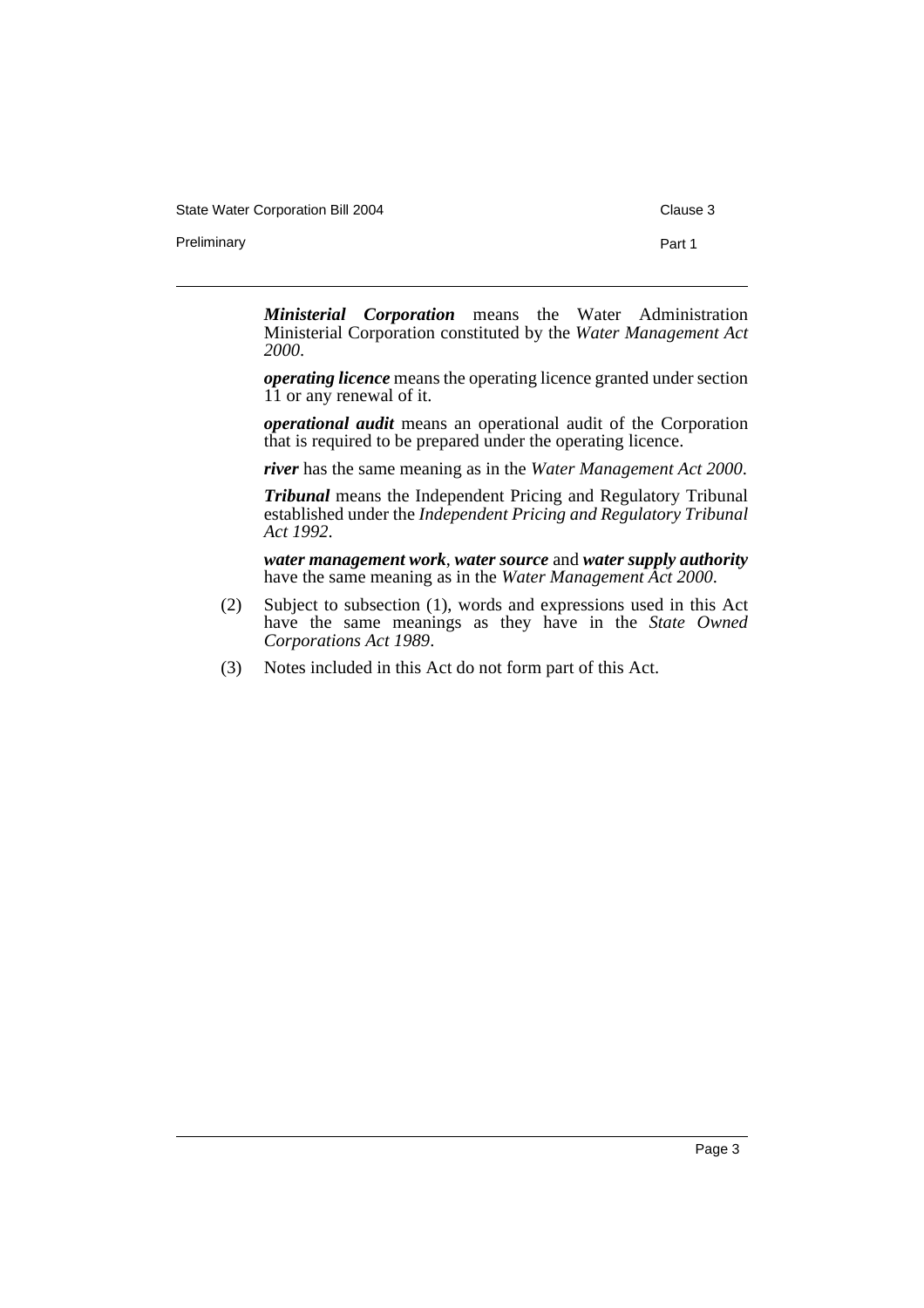***Ministerial Corporation*** means the Water Administration Ministerial Corporation constituted by the *Water Management Act 2000*.

***operating licence*** means the operating licence granted under section 11 or any renewal of it.

***operational audit*** means an operational audit of the Corporation that is required to be prepared under the operating licence.

***river*** has the same meaning as in the *Water Management Act 2000*.

***Tribunal*** means the Independent Pricing and Regulatory Tribunal established under the *Independent Pricing and Regulatory Tribunal Act 1992*.

***water management work***, ***water source*** and ***water supply authority*** have the same meaning as in the *Water Management Act 2000*.

(2) Subject to subsection (1), words and expressions used in this Act have the same meanings as they have in the *State Owned Corporations Act 1989*.

(3) Notes included in this Act do not form part of this Act.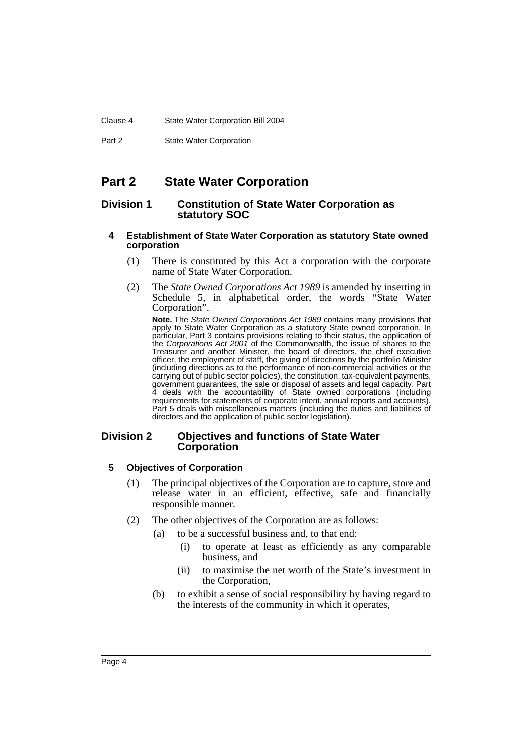# Part 2 State Water Corporation

## Division 1 Constitution of State Water Corporation as statutory SOC

### 4 Establishment of State Water Corporation as statutory State owned corporation

(1) There is constituted by this Act a corporation with the corporate name of State Water Corporation.

(2) The *State Owned Corporations Act 1989* is amended by inserting in Schedule 5, in alphabetical order, the words "State Water Corporation".

**Note.** The *State Owned Corporations Act 1989* contains many provisions that apply to State Water Corporation as a statutory State owned corporation. In particular, Part 3 contains provisions relating to their status, the application of the *Corporations Act 2001* of the Commonwealth, the issue of shares to the Treasurer and another Minister, the board of directors, the chief executive officer, the employment of staff, the giving of directions by the portfolio Minister (including directions as to the performance of non-commercial activities or the carrying out of public sector policies), the constitution, tax-equivalent payments, government guarantees, the sale or disposal of assets and legal capacity. Part 4 deals with the accountability of State owned corporations (including requirements for statements of corporate intent, annual reports and accounts). Part 5 deals with miscellaneous matters (including the duties and liabilities of directors and the application of public sector legislation).

## Division 2 Objectives and functions of State Water Corporation

### 5 Objectives of Corporation

(1) The principal objectives of the Corporation are to capture, store and release water in an efficient, effective, safe and financially responsible manner.

(2) The other objectives of the Corporation are as follows:

- (a) to be a successful business and, to that end:
  - (i) to operate at least as efficiently as any comparable business, and
  - (ii) to maximise the net worth of the State's investment in the Corporation,
- (b) to exhibit a sense of social responsibility by having regard to the interests of the community in which it operates,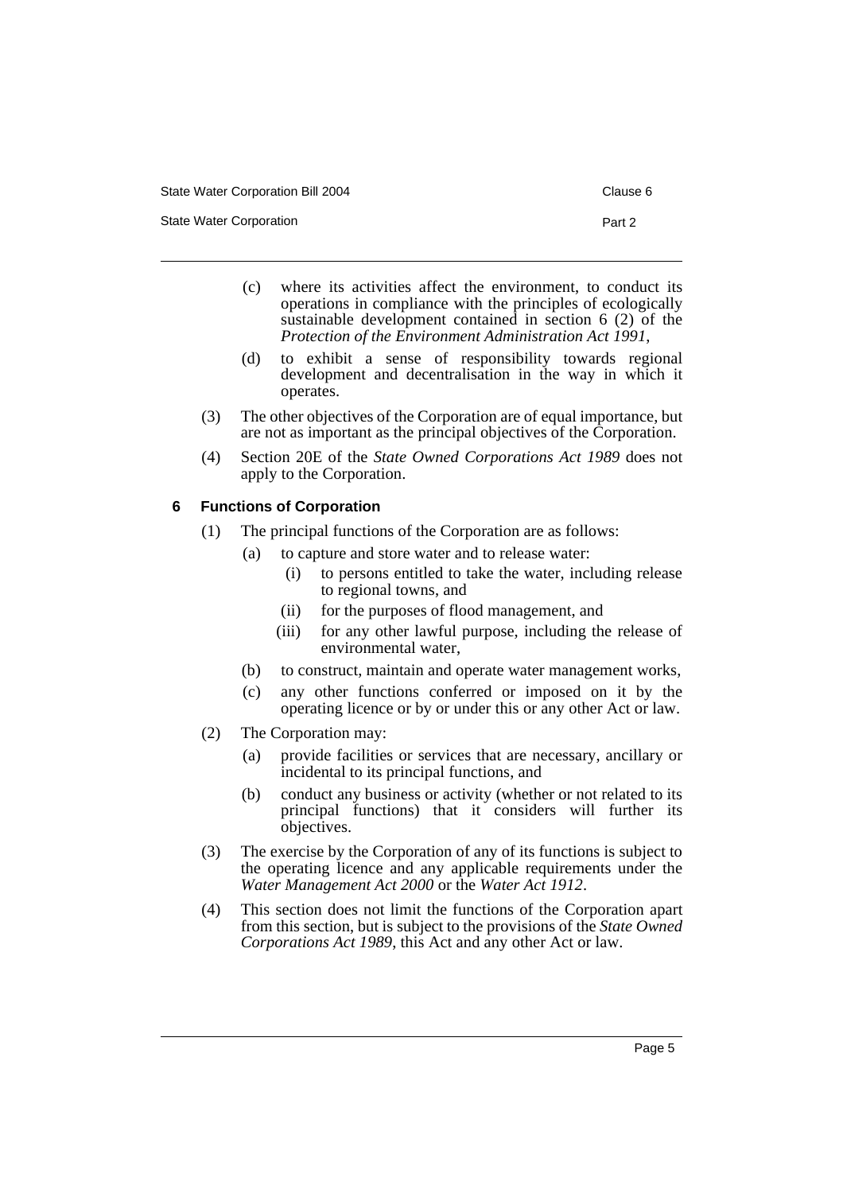(c) where its activities affect the environment, to conduct its operations in compliance with the principles of ecologically sustainable development contained in section 6 (2) of the *Protection of the Environment Administration Act 1991*,

(d) to exhibit a sense of responsibility towards regional development and decentralisation in the way in which it operates.

(3) The other objectives of the Corporation are of equal importance, but are not as important as the principal objectives of the Corporation.

(4) Section 20E of the *State Owned Corporations Act 1989* does not apply to the Corporation.

### 6 Functions of Corporation

(1) The principal functions of the Corporation are as follows:

- (a) to capture and store water and to release water:
  - (i) to persons entitled to take the water, including release to regional towns, and
  - (ii) for the purposes of flood management, and
  - (iii) for any other lawful purpose, including the release of environmental water,
- (b) to construct, maintain and operate water management works,
- (c) any other functions conferred or imposed on it by the operating licence or by or under this or any other Act or law.

(2) The Corporation may:

- (a) provide facilities or services that are necessary, ancillary or incidental to its principal functions, and
- (b) conduct any business or activity (whether or not related to its principal functions) that it considers will further its objectives.

(3) The exercise by the Corporation of any of its functions is subject to the operating licence and any applicable requirements under the *Water Management Act 2000* or the *Water Act 1912*.

(4) This section does not limit the functions of the Corporation apart from this section, but is subject to the provisions of the *State Owned Corporations Act 1989*, this Act and any other Act or law.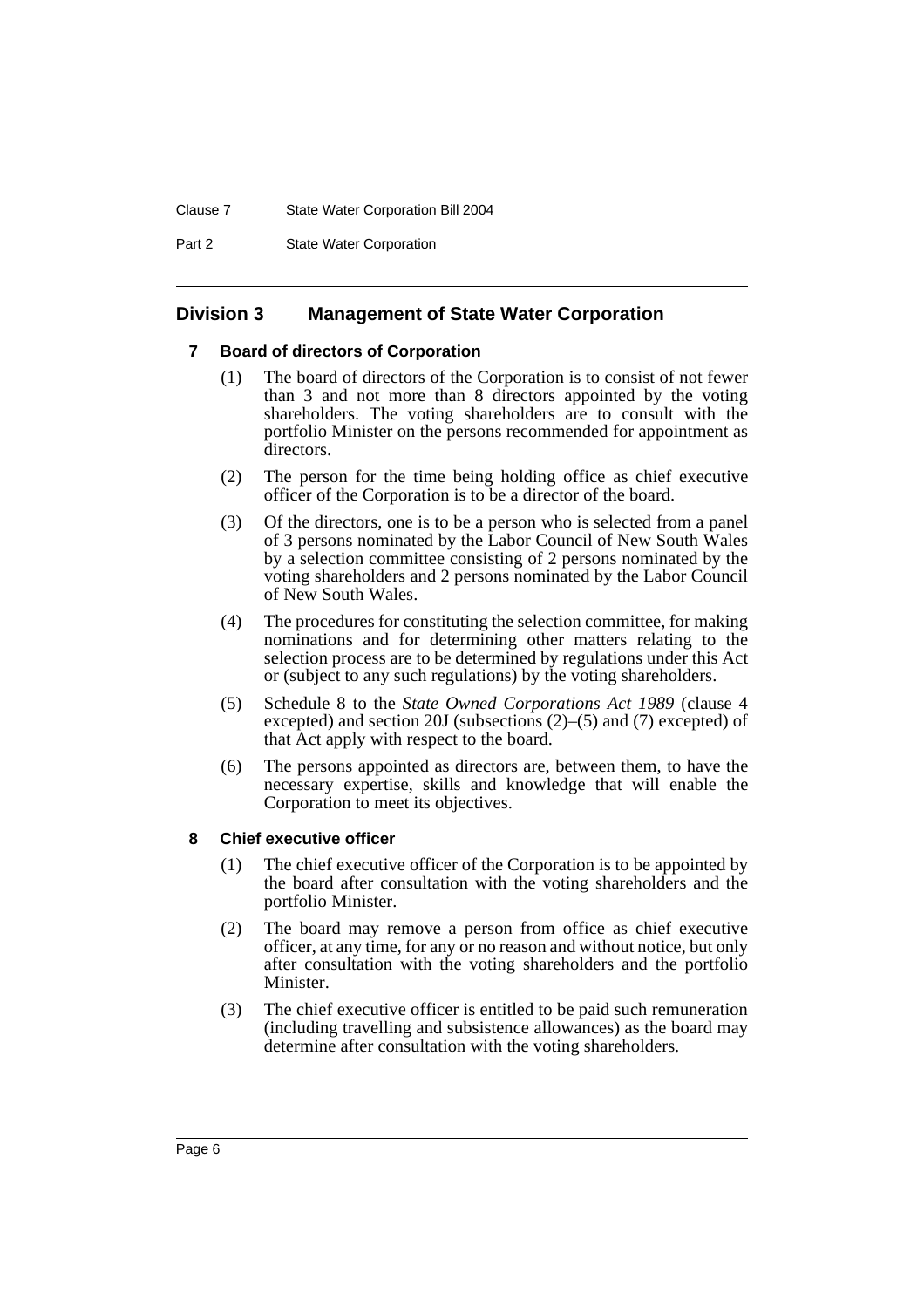## Division 3 Management of State Water Corporation

### 7 Board of directors of Corporation

(1) The board of directors of the Corporation is to consist of not fewer than 3 and not more than 8 directors appointed by the voting shareholders. The voting shareholders are to consult with the portfolio Minister on the persons recommended for appointment as directors.

(2) The person for the time being holding office as chief executive officer of the Corporation is to be a director of the board.

(3) Of the directors, one is to be a person who is selected from a panel of 3 persons nominated by the Labor Council of New South Wales by a selection committee consisting of 2 persons nominated by the voting shareholders and 2 persons nominated by the Labor Council of New South Wales.

(4) The procedures for constituting the selection committee, for making nominations and for determining other matters relating to the selection process are to be determined by regulations under this Act or (subject to any such regulations) by the voting shareholders.

(5) Schedule 8 to the *State Owned Corporations Act 1989* (clause 4 excepted) and section 20J (subsections (2)–(5) and (7) excepted) of that Act apply with respect to the board.

(6) The persons appointed as directors are, between them, to have the necessary expertise, skills and knowledge that will enable the Corporation to meet its objectives.

### 8 Chief executive officer

(1) The chief executive officer of the Corporation is to be appointed by the board after consultation with the voting shareholders and the portfolio Minister.

(2) The board may remove a person from office as chief executive officer, at any time, for any or no reason and without notice, but only after consultation with the voting shareholders and the portfolio Minister.

(3) The chief executive officer is entitled to be paid such remuneration (including travelling and subsistence allowances) as the board may determine after consultation with the voting shareholders.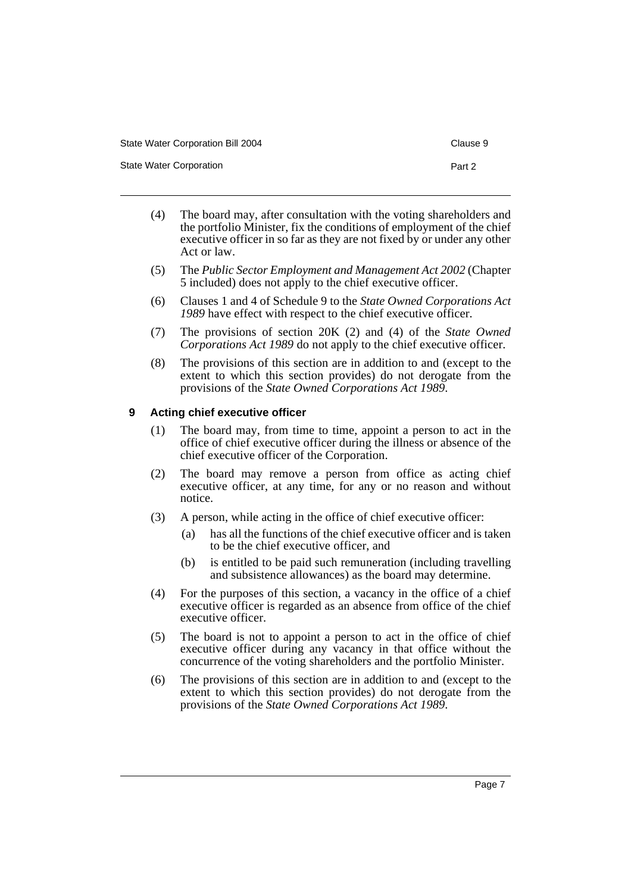(4) The board may, after consultation with the voting shareholders and the portfolio Minister, fix the conditions of employment of the chief executive officer in so far as they are not fixed by or under any other Act or law.

(5) The *Public Sector Employment and Management Act 2002* (Chapter 5 included) does not apply to the chief executive officer.

(6) Clauses 1 and 4 of Schedule 9 to the *State Owned Corporations Act 1989* have effect with respect to the chief executive officer.

(7) The provisions of section 20K (2) and (4) of the *State Owned Corporations Act 1989* do not apply to the chief executive officer.

(8) The provisions of this section are in addition to and (except to the extent to which this section provides) do not derogate from the provisions of the *State Owned Corporations Act 1989*.

### 9 Acting chief executive officer

(1) The board may, from time to time, appoint a person to act in the office of chief executive officer during the illness or absence of the chief executive officer of the Corporation.

(2) The board may remove a person from office as acting chief executive officer, at any time, for any or no reason and without notice.

(3) A person, while acting in the office of chief executive officer:

- (a) has all the functions of the chief executive officer and is taken to be the chief executive officer, and
- (b) is entitled to be paid such remuneration (including travelling and subsistence allowances) as the board may determine.

(4) For the purposes of this section, a vacancy in the office of a chief executive officer is regarded as an absence from office of the chief executive officer.

(5) The board is not to appoint a person to act in the office of chief executive officer during any vacancy in that office without the concurrence of the voting shareholders and the portfolio Minister.

(6) The provisions of this section are in addition to and (except to the extent to which this section provides) do not derogate from the provisions of the *State Owned Corporations Act 1989*.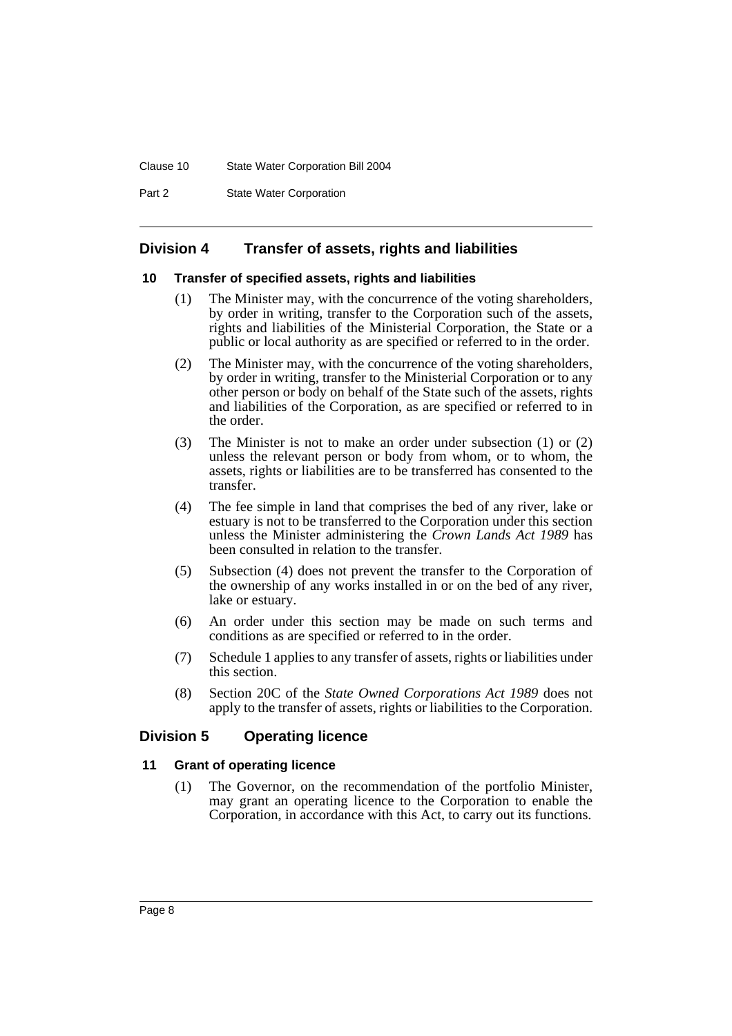## Division 4 Transfer of assets, rights and liabilities

### 10 Transfer of specified assets, rights and liabilities

(1) The Minister may, with the concurrence of the voting shareholders, by order in writing, transfer to the Corporation such of the assets, rights and liabilities of the Ministerial Corporation, the State or a public or local authority as are specified or referred to in the order.

(2) The Minister may, with the concurrence of the voting shareholders, by order in writing, transfer to the Ministerial Corporation or to any other person or body on behalf of the State such of the assets, rights and liabilities of the Corporation, as are specified or referred to in the order.

(3) The Minister is not to make an order under subsection (1) or (2) unless the relevant person or body from whom, or to whom, the assets, rights or liabilities are to be transferred has consented to the transfer.

(4) The fee simple in land that comprises the bed of any river, lake or estuary is not to be transferred to the Corporation under this section unless the Minister administering the *Crown Lands Act 1989* has been consulted in relation to the transfer.

(5) Subsection (4) does not prevent the transfer to the Corporation of the ownership of any works installed in or on the bed of any river, lake or estuary.

(6) An order under this section may be made on such terms and conditions as are specified or referred to in the order.

(7) Schedule 1 applies to any transfer of assets, rights or liabilities under this section.

(8) Section 20C of the *State Owned Corporations Act 1989* does not apply to the transfer of assets, rights or liabilities to the Corporation.

## Division 5 Operating licence

### 11 Grant of operating licence

(1) The Governor, on the recommendation of the portfolio Minister, may grant an operating licence to the Corporation to enable the Corporation, in accordance with this Act, to carry out its functions.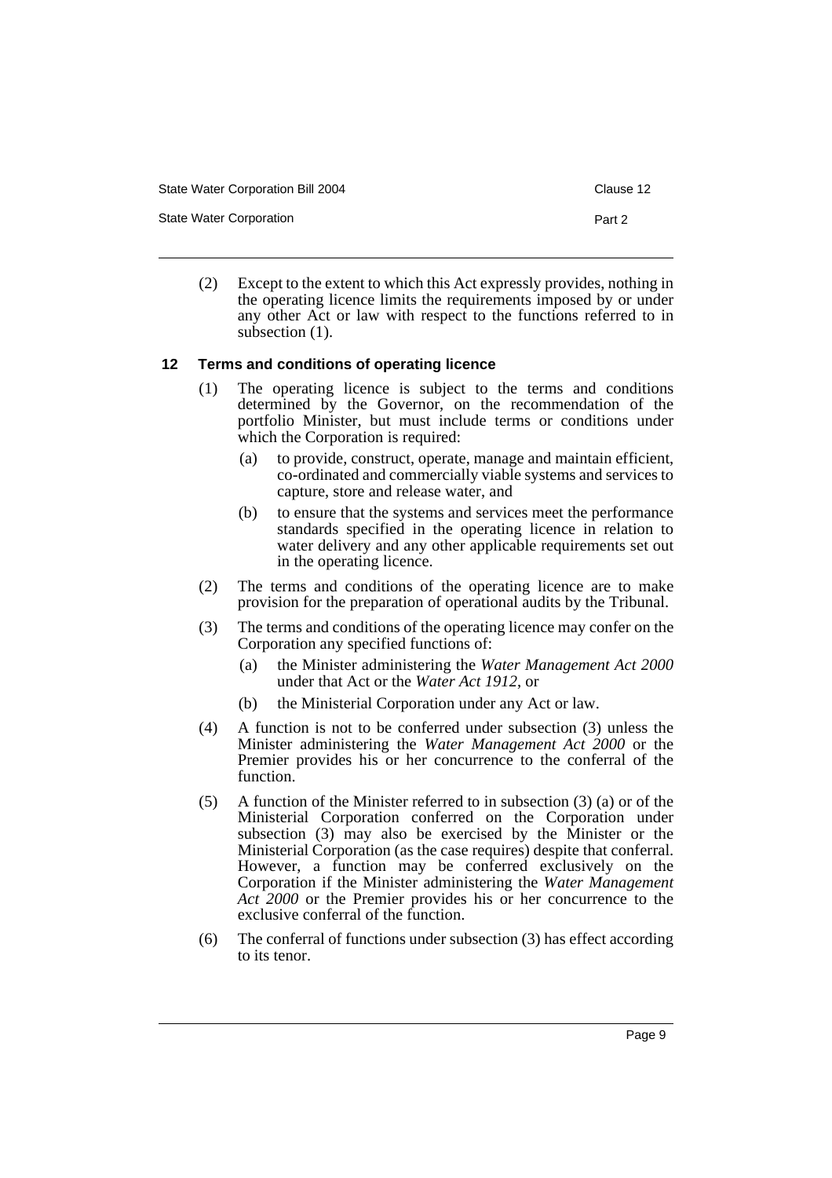(2) Except to the extent to which this Act expressly provides, nothing in the operating licence limits the requirements imposed by or under any other Act or law with respect to the functions referred to in subsection (1).

### 12 Terms and conditions of operating licence

(1) The operating licence is subject to the terms and conditions determined by the Governor, on the recommendation of the portfolio Minister, but must include terms or conditions under which the Corporation is required:

- (a) to provide, construct, operate, manage and maintain efficient, co-ordinated and commercially viable systems and services to capture, store and release water, and
- (b) to ensure that the systems and services meet the performance standards specified in the operating licence in relation to water delivery and any other applicable requirements set out in the operating licence.

(2) The terms and conditions of the operating licence are to make provision for the preparation of operational audits by the Tribunal.

(3) The terms and conditions of the operating licence may confer on the Corporation any specified functions of:

- (a) the Minister administering the *Water Management Act 2000* under that Act or the *Water Act 1912*, or
- (b) the Ministerial Corporation under any Act or law.

(4) A function is not to be conferred under subsection (3) unless the Minister administering the *Water Management Act 2000* or the Premier provides his or her concurrence to the conferral of the function.

(5) A function of the Minister referred to in subsection (3) (a) or of the Ministerial Corporation conferred on the Corporation under subsection (3) may also be exercised by the Minister or the Ministerial Corporation (as the case requires) despite that conferral. However, a function may be conferred exclusively on the Corporation if the Minister administering the *Water Management Act 2000* or the Premier provides his or her concurrence to the exclusive conferral of the function.

(6) The conferral of functions under subsection (3) has effect according to its tenor.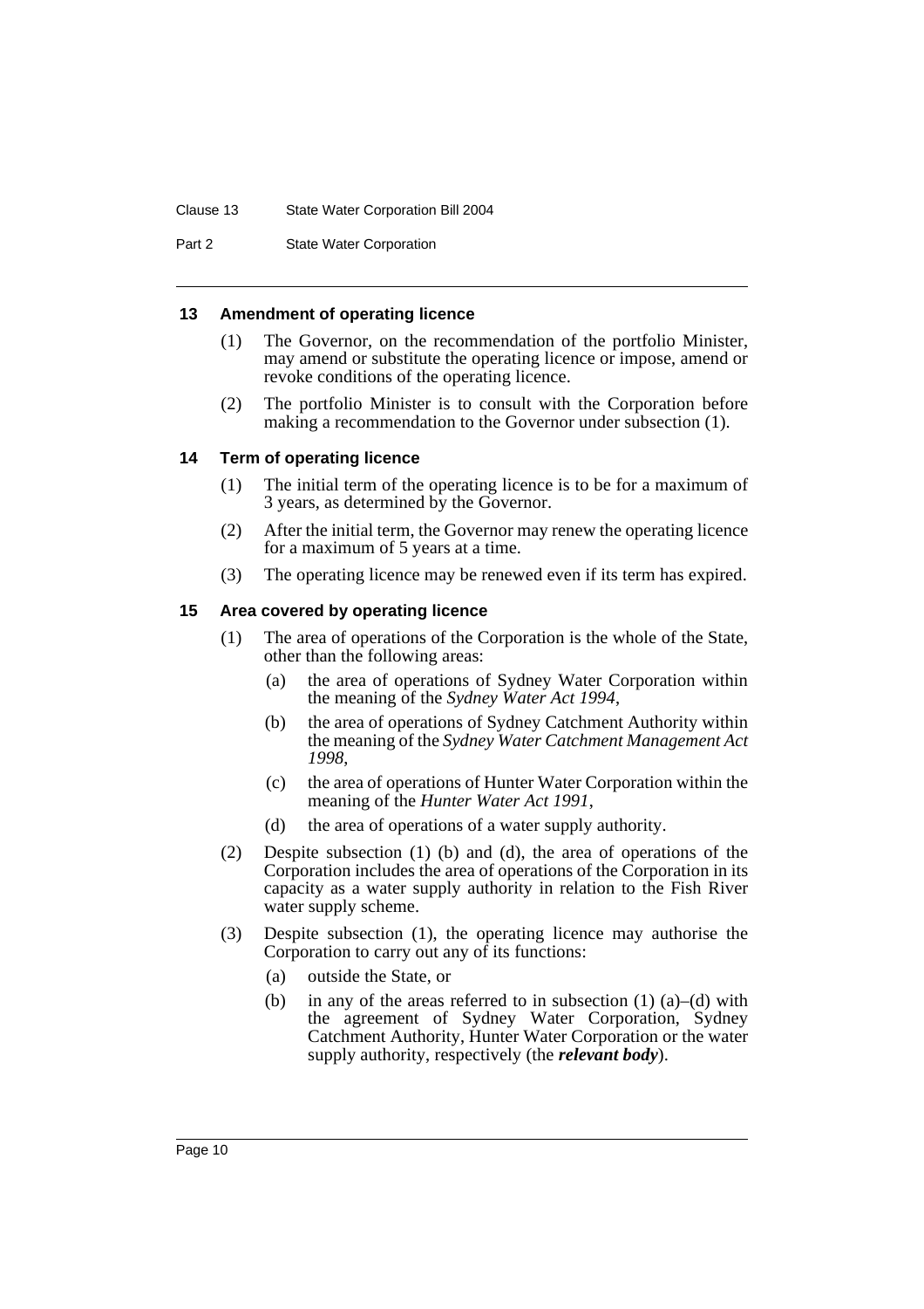### 13 Amendment of operating licence

(1) The Governor, on the recommendation of the portfolio Minister, may amend or substitute the operating licence or impose, amend or revoke conditions of the operating licence.

(2) The portfolio Minister is to consult with the Corporation before making a recommendation to the Governor under subsection (1).

### 14 Term of operating licence

(1) The initial term of the operating licence is to be for a maximum of 3 years, as determined by the Governor.

(2) After the initial term, the Governor may renew the operating licence for a maximum of 5 years at a time.

(3) The operating licence may be renewed even if its term has expired.

### 15 Area covered by operating licence

(1) The area of operations of the Corporation is the whole of the State, other than the following areas:

- (a) the area of operations of Sydney Water Corporation within the meaning of the *Sydney Water Act 1994*,
- (b) the area of operations of Sydney Catchment Authority within the meaning of the *Sydney Water Catchment Management Act 1998*,
- (c) the area of operations of Hunter Water Corporation within the meaning of the *Hunter Water Act 1991*,
- (d) the area of operations of a water supply authority.

(2) Despite subsection (1) (b) and (d), the area of operations of the Corporation includes the area of operations of the Corporation in its capacity as a water supply authority in relation to the Fish River water supply scheme.

(3) Despite subsection (1), the operating licence may authorise the Corporation to carry out any of its functions:

- (a) outside the State, or
- (b) in any of the areas referred to in subsection (1) (a)–(d) with the agreement of Sydney Water Corporation, Sydney Catchment Authority, Hunter Water Corporation or the water supply authority, respectively (the ***relevant body***).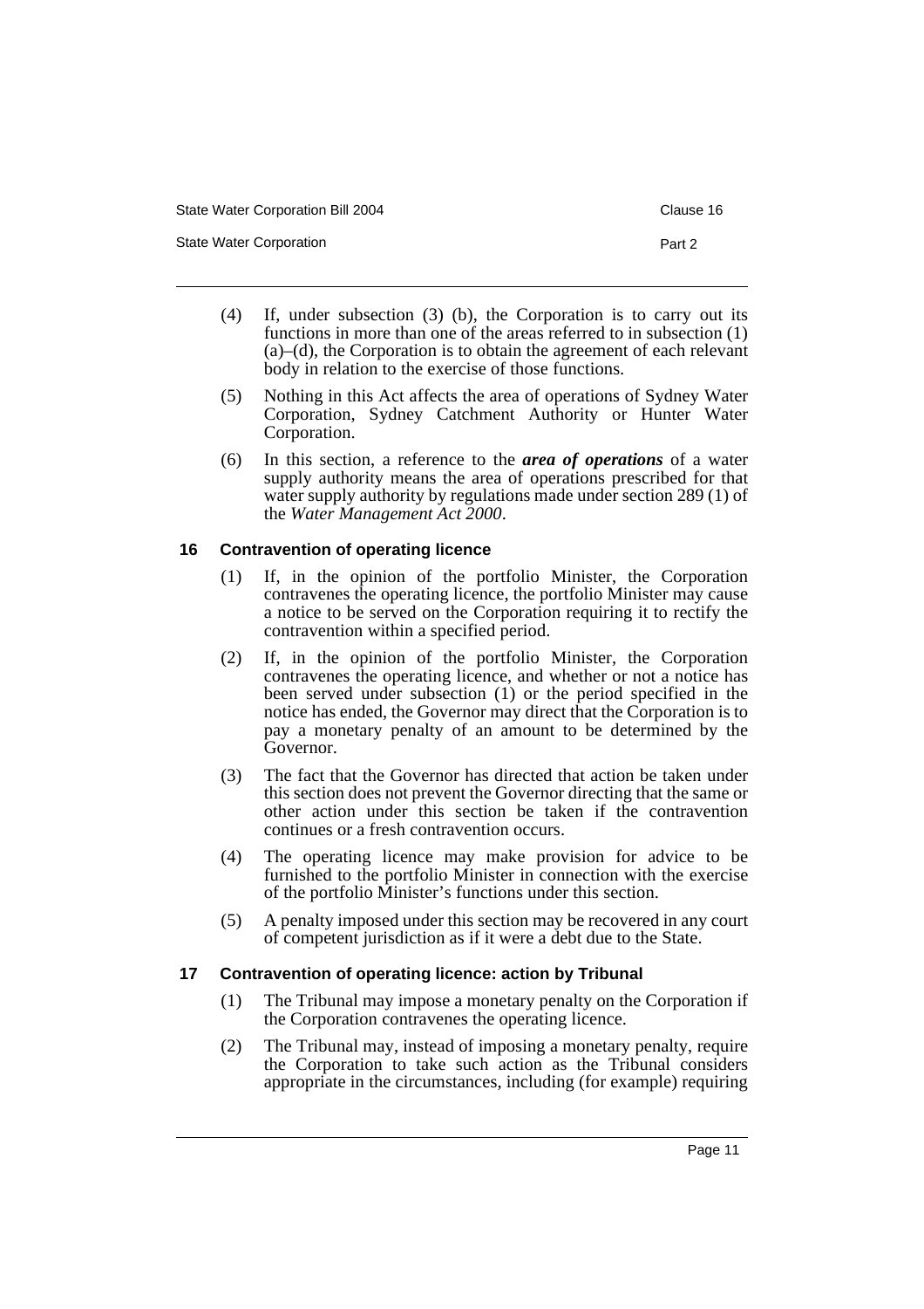(4) If, under subsection (3) (b), the Corporation is to carry out its functions in more than one of the areas referred to in subsection (1) (a)–(d), the Corporation is to obtain the agreement of each relevant body in relation to the exercise of those functions.

(5) Nothing in this Act affects the area of operations of Sydney Water Corporation, Sydney Catchment Authority or Hunter Water Corporation.

(6) In this section, a reference to the ***area of operations*** of a water supply authority means the area of operations prescribed for that water supply authority by regulations made under section 289 (1) of the *Water Management Act 2000*.

### 16 Contravention of operating licence

(1) If, in the opinion of the portfolio Minister, the Corporation contravenes the operating licence, the portfolio Minister may cause a notice to be served on the Corporation requiring it to rectify the contravention within a specified period.

(2) If, in the opinion of the portfolio Minister, the Corporation contravenes the operating licence, and whether or not a notice has been served under subsection (1) or the period specified in the notice has ended, the Governor may direct that the Corporation is to pay a monetary penalty of an amount to be determined by the Governor.

(3) The fact that the Governor has directed that action be taken under this section does not prevent the Governor directing that the same or other action under this section be taken if the contravention continues or a fresh contravention occurs.

(4) The operating licence may make provision for advice to be furnished to the portfolio Minister in connection with the exercise of the portfolio Minister's functions under this section.

(5) A penalty imposed under this section may be recovered in any court of competent jurisdiction as if it were a debt due to the State.

### 17 Contravention of operating licence: action by Tribunal

(1) The Tribunal may impose a monetary penalty on the Corporation if the Corporation contravenes the operating licence.

(2) The Tribunal may, instead of imposing a monetary penalty, require the Corporation to take such action as the Tribunal considers appropriate in the circumstances, including (for example) requiring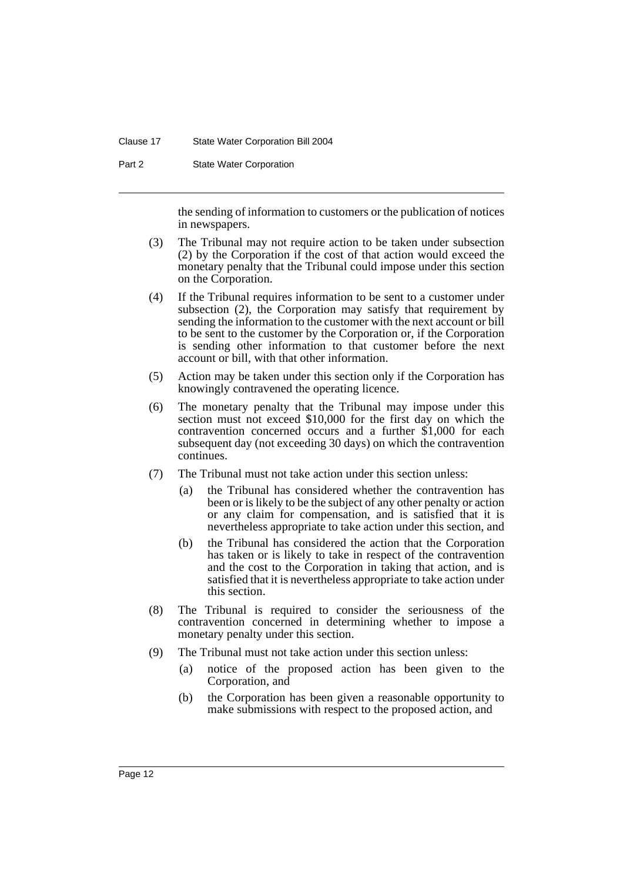the sending of information to customers or the publication of notices in newspapers.

(3) The Tribunal may not require action to be taken under subsection (2) by the Corporation if the cost of that action would exceed the monetary penalty that the Tribunal could impose under this section on the Corporation.

(4) If the Tribunal requires information to be sent to a customer under subsection (2), the Corporation may satisfy that requirement by sending the information to the customer with the next account or bill to be sent to the customer by the Corporation or, if the Corporation is sending other information to that customer before the next account or bill, with that other information.

(5) Action may be taken under this section only if the Corporation has knowingly contravened the operating licence.

(6) The monetary penalty that the Tribunal may impose under this section must not exceed $10,000 for the first day on which the contravention concerned occurs and a further $1,000 for each subsequent day (not exceeding 30 days) on which the contravention continues.

(7) The Tribunal must not take action under this section unless:

- (a) the Tribunal has considered whether the contravention has been or is likely to be the subject of any other penalty or action or any claim for compensation, and is satisfied that it is nevertheless appropriate to take action under this section, and
- (b) the Tribunal has considered the action that the Corporation has taken or is likely to take in respect of the contravention and the cost to the Corporation in taking that action, and is satisfied that it is nevertheless appropriate to take action under this section.

(8) The Tribunal is required to consider the seriousness of the contravention concerned in determining whether to impose a monetary penalty under this section.

(9) The Tribunal must not take action under this section unless:

- (a) notice of the proposed action has been given to the Corporation, and
- (b) the Corporation has been given a reasonable opportunity to make submissions with respect to the proposed action, and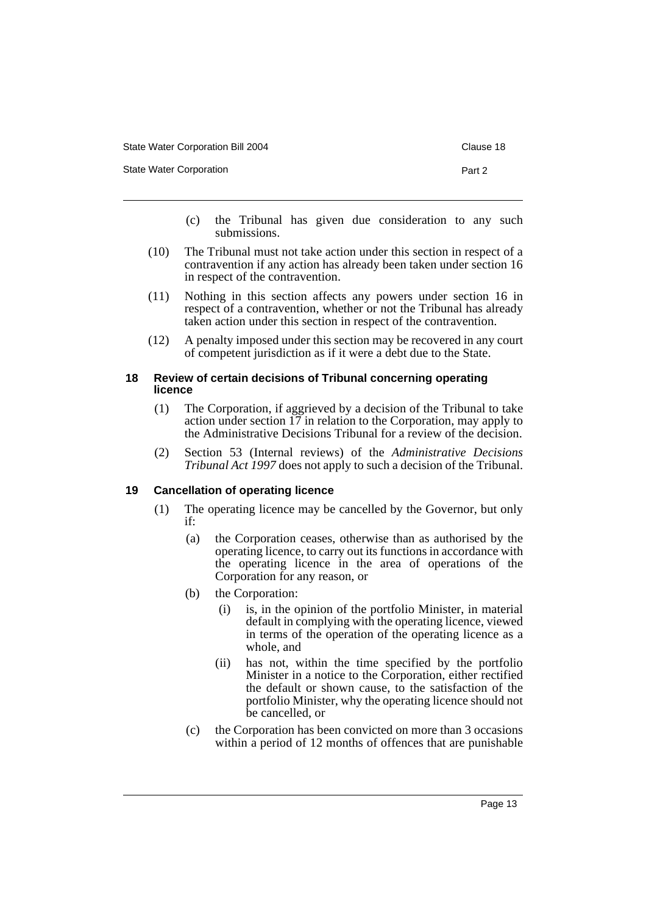(c) the Tribunal has given due consideration to any such submissions.

(10) The Tribunal must not take action under this section in respect of a contravention if any action has already been taken under section 16 in respect of the contravention.

(11) Nothing in this section affects any powers under section 16 in respect of a contravention, whether or not the Tribunal has already taken action under this section in respect of the contravention.

(12) A penalty imposed under this section may be recovered in any court of competent jurisdiction as if it were a debt due to the State.

### 18 Review of certain decisions of Tribunal concerning operating licence

(1) The Corporation, if aggrieved by a decision of the Tribunal to take action under section 17 in relation to the Corporation, may apply to the Administrative Decisions Tribunal for a review of the decision.

(2) Section 53 (Internal reviews) of the *Administrative Decisions Tribunal Act 1997* does not apply to such a decision of the Tribunal.

### 19 Cancellation of operating licence

(1) The operating licence may be cancelled by the Governor, but only if:

(a) the Corporation ceases, otherwise than as authorised by the operating licence, to carry out its functions in accordance with the operating licence in the area of operations of the Corporation for any reason, or

(b) the Corporation:

(i) is, in the opinion of the portfolio Minister, in material default in complying with the operating licence, viewed in terms of the operation of the operating licence as a whole, and

(ii) has not, within the time specified by the portfolio Minister in a notice to the Corporation, either rectified the default or shown cause, to the satisfaction of the portfolio Minister, why the operating licence should not be cancelled, or

(c) the Corporation has been convicted on more than 3 occasions within a period of 12 months of offences that are punishable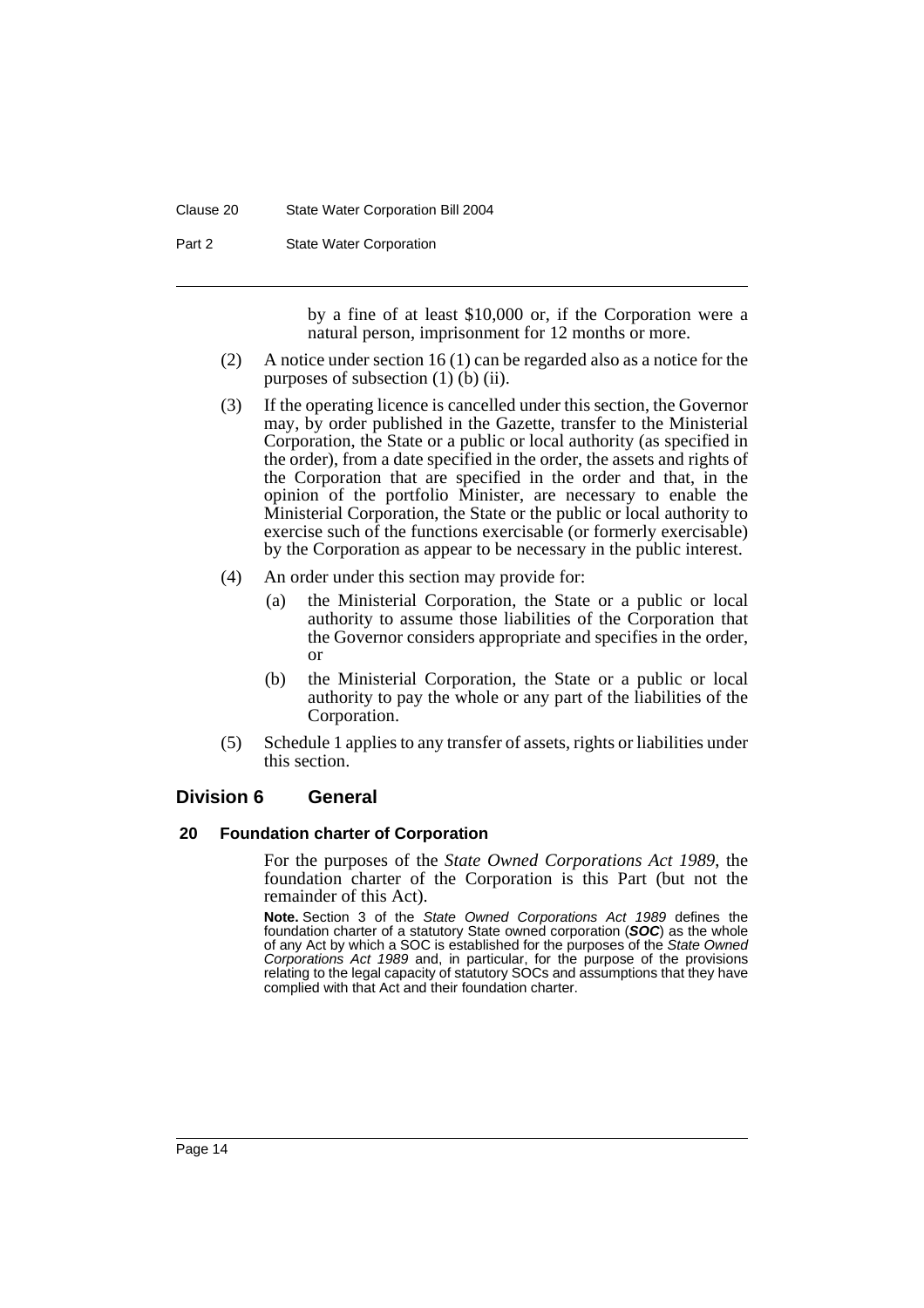by a fine of at least $10,000 or, if the Corporation were a natural person, imprisonment for 12 months or more.

(2) A notice under section 16 (1) can be regarded also as a notice for the purposes of subsection (1) (b) (ii).

(3) If the operating licence is cancelled under this section, the Governor may, by order published in the Gazette, transfer to the Ministerial Corporation, the State or a public or local authority (as specified in the order), from a date specified in the order, the assets and rights of the Corporation that are specified in the order and that, in the opinion of the portfolio Minister, are necessary to enable the Ministerial Corporation, the State or the public or local authority to exercise such of the functions exercisable (or formerly exercisable) by the Corporation as appear to be necessary in the public interest.

(4) An order under this section may provide for:

- (a) the Ministerial Corporation, the State or a public or local authority to assume those liabilities of the Corporation that the Governor considers appropriate and specifies in the order, or
- (b) the Ministerial Corporation, the State or a public or local authority to pay the whole or any part of the liabilities of the Corporation.

(5) Schedule 1 applies to any transfer of assets, rights or liabilities under this section.

## Division 6 General

### 20 Foundation charter of Corporation

For the purposes of the *State Owned Corporations Act 1989*, the foundation charter of the Corporation is this Part (but not the remainder of this Act).

**Note.** Section 3 of the *State Owned Corporations Act 1989* defines the foundation charter of a statutory State owned corporation (***SOC***) as the whole of any Act by which a SOC is established for the purposes of the *State Owned Corporations Act 1989* and, in particular, for the purpose of the provisions relating to the legal capacity of statutory SOCs and assumptions that they have complied with that Act and their foundation charter.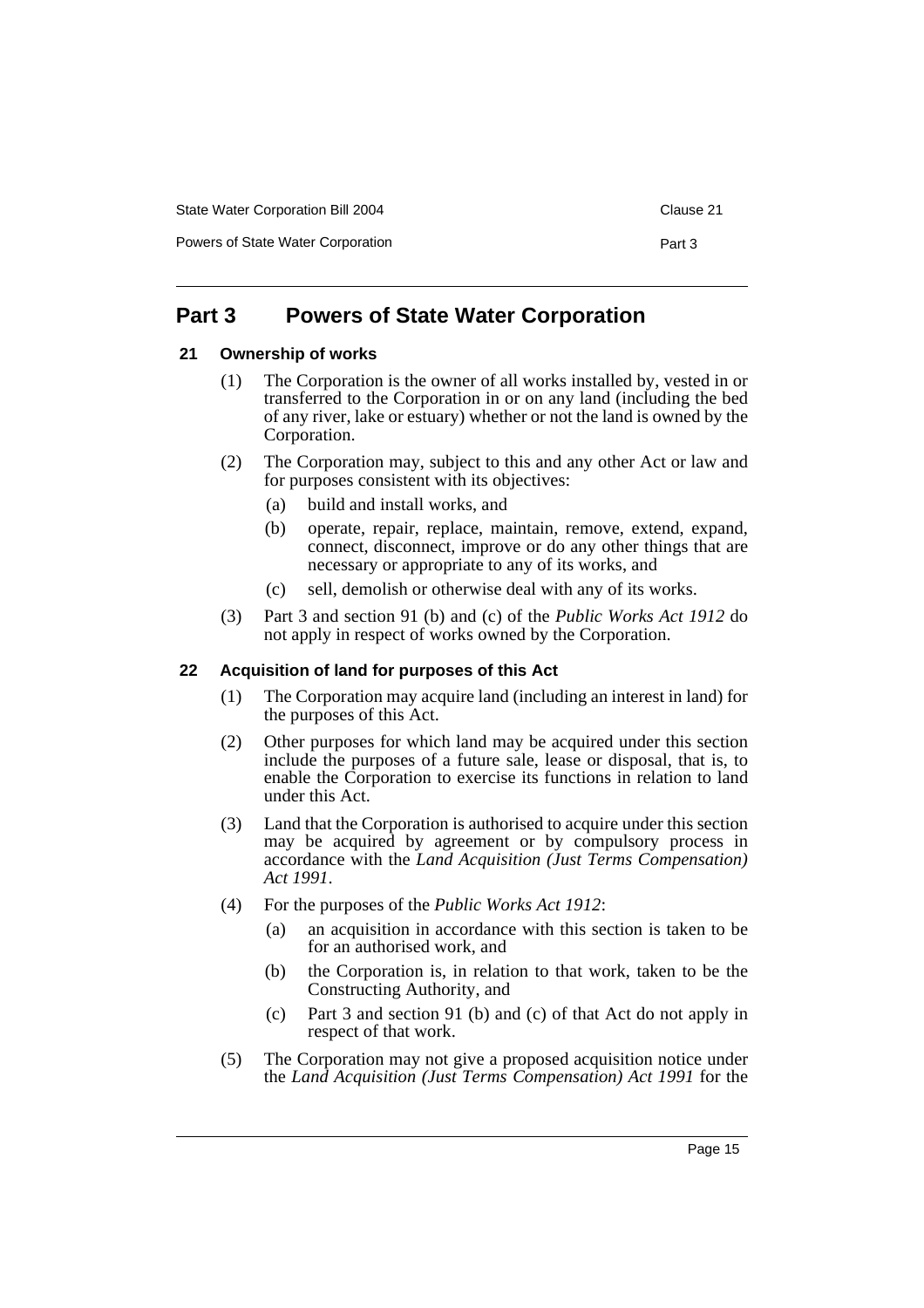## Part 3 Powers of State Water Corporation

### 21 Ownership of works

(1) The Corporation is the owner of all works installed by, vested in or transferred to the Corporation in or on any land (including the bed of any river, lake or estuary) whether or not the land is owned by the Corporation.

(2) The Corporation may, subject to this and any other Act or law and for purposes consistent with its objectives:

- (a) build and install works, and
- (b) operate, repair, replace, maintain, remove, extend, expand, connect, disconnect, improve or do any other things that are necessary or appropriate to any of its works, and
- (c) sell, demolish or otherwise deal with any of its works.

(3) Part 3 and section 91 (b) and (c) of the *Public Works Act 1912* do not apply in respect of works owned by the Corporation.

### 22 Acquisition of land for purposes of this Act

(1) The Corporation may acquire land (including an interest in land) for the purposes of this Act.

(2) Other purposes for which land may be acquired under this section include the purposes of a future sale, lease or disposal, that is, to enable the Corporation to exercise its functions in relation to land under this Act.

(3) Land that the Corporation is authorised to acquire under this section may be acquired by agreement or by compulsory process in accordance with the *Land Acquisition (Just Terms Compensation) Act 1991*.

(4) For the purposes of the *Public Works Act 1912*:

- (a) an acquisition in accordance with this section is taken to be for an authorised work, and
- (b) the Corporation is, in relation to that work, taken to be the Constructing Authority, and
- (c) Part 3 and section 91 (b) and (c) of that Act do not apply in respect of that work.

(5) The Corporation may not give a proposed acquisition notice under the *Land Acquisition (Just Terms Compensation) Act 1991* for the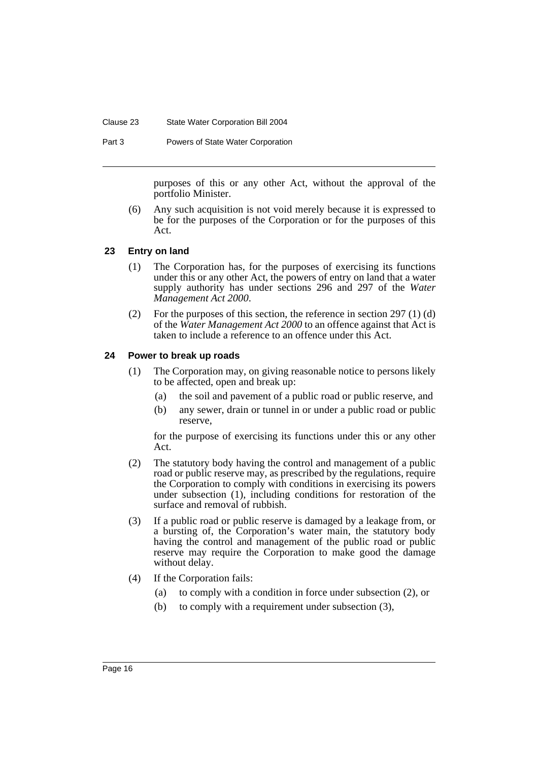purposes of this or any other Act, without the approval of the portfolio Minister.

(6) Any such acquisition is not void merely because it is expressed to be for the purposes of the Corporation or for the purposes of this Act.

### 23 Entry on land

(1) The Corporation has, for the purposes of exercising its functions under this or any other Act, the powers of entry on land that a water supply authority has under sections 296 and 297 of the *Water Management Act 2000*.

(2) For the purposes of this section, the reference in section 297 (1) (d) of the *Water Management Act 2000* to an offence against that Act is taken to include a reference to an offence under this Act.

### 24 Power to break up roads

(1) The Corporation may, on giving reasonable notice to persons likely to be affected, open and break up:

   (a) the soil and pavement of a public road or public reserve, and

   (b) any sewer, drain or tunnel in or under a public road or public reserve,

   for the purpose of exercising its functions under this or any other Act.

(2) The statutory body having the control and management of a public road or public reserve may, as prescribed by the regulations, require the Corporation to comply with conditions in exercising its powers under subsection (1), including conditions for restoration of the surface and removal of rubbish.

(3) If a public road or public reserve is damaged by a leakage from, or a bursting of, the Corporation's water main, the statutory body having the control and management of the public road or public reserve may require the Corporation to make good the damage without delay.

(4) If the Corporation fails:

   (a) to comply with a condition in force under subsection (2), or

   (b) to comply with a requirement under subsection (3),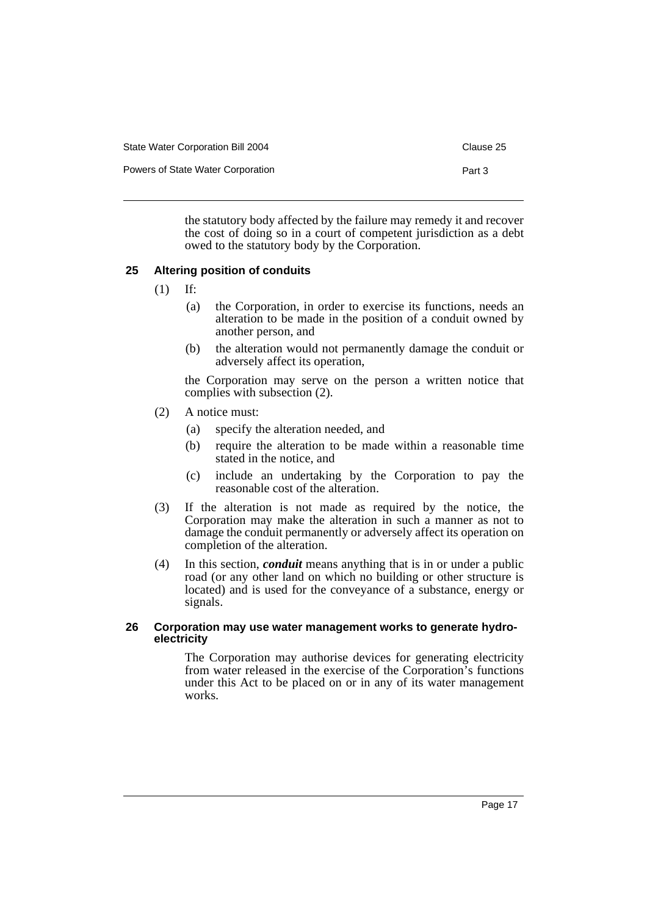the statutory body affected by the failure may remedy it and recover the cost of doing so in a court of competent jurisdiction as a debt owed to the statutory body by the Corporation.

### 25 Altering position of conduits

(1) If:

(a) the Corporation, in order to exercise its functions, needs an alteration to be made in the position of a conduit owned by another person, and

(b) the alteration would not permanently damage the conduit or adversely affect its operation,

the Corporation may serve on the person a written notice that complies with subsection (2).

(2) A notice must:

(a) specify the alteration needed, and

(b) require the alteration to be made within a reasonable time stated in the notice, and

(c) include an undertaking by the Corporation to pay the reasonable cost of the alteration.

(3) If the alteration is not made as required by the notice, the Corporation may make the alteration in such a manner as not to damage the conduit permanently or adversely affect its operation on completion of the alteration.

(4) In this section, ***conduit*** means anything that is in or under a public road (or any other land on which no building or other structure is located) and is used for the conveyance of a substance, energy or signals.

### 26 Corporation may use water management works to generate hydro-electricity

The Corporation may authorise devices for generating electricity from water released in the exercise of the Corporation's functions under this Act to be placed on or in any of its water management works.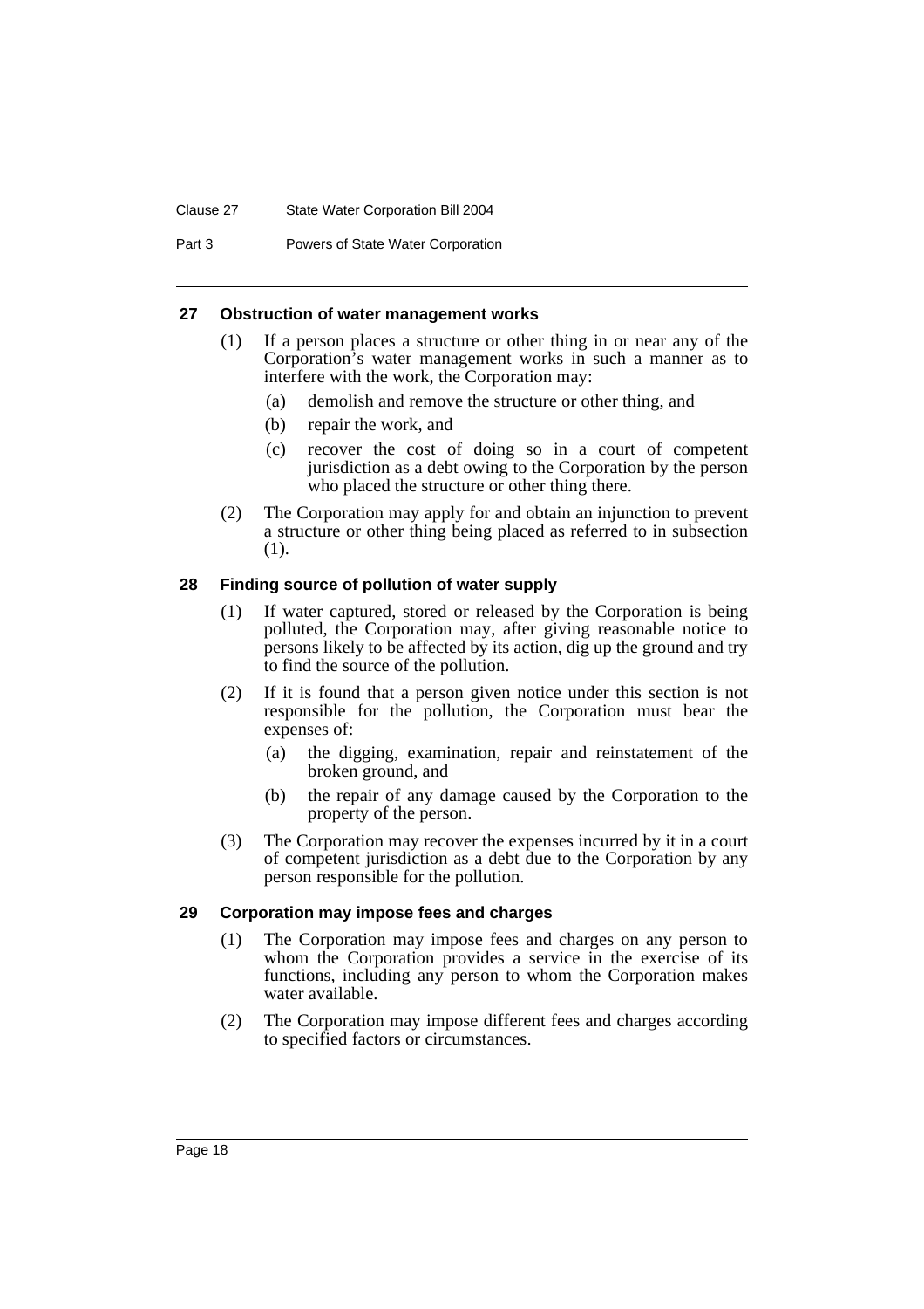## 27 Obstruction of water management works

(1) If a person places a structure or other thing in or near any of the Corporation's water management works in such a manner as to interfere with the work, the Corporation may:

- (a) demolish and remove the structure or other thing, and
- (b) repair the work, and
- (c) recover the cost of doing so in a court of competent jurisdiction as a debt owing to the Corporation by the person who placed the structure or other thing there.

(2) The Corporation may apply for and obtain an injunction to prevent a structure or other thing being placed as referred to in subsection (1).

## 28 Finding source of pollution of water supply

(1) If water captured, stored or released by the Corporation is being polluted, the Corporation may, after giving reasonable notice to persons likely to be affected by its action, dig up the ground and try to find the source of the pollution.

(2) If it is found that a person given notice under this section is not responsible for the pollution, the Corporation must bear the expenses of:

- (a) the digging, examination, repair and reinstatement of the broken ground, and
- (b) the repair of any damage caused by the Corporation to the property of the person.

(3) The Corporation may recover the expenses incurred by it in a court of competent jurisdiction as a debt due to the Corporation by any person responsible for the pollution.

## 29 Corporation may impose fees and charges

(1) The Corporation may impose fees and charges on any person to whom the Corporation provides a service in the exercise of its functions, including any person to whom the Corporation makes water available.

(2) The Corporation may impose different fees and charges according to specified factors or circumstances.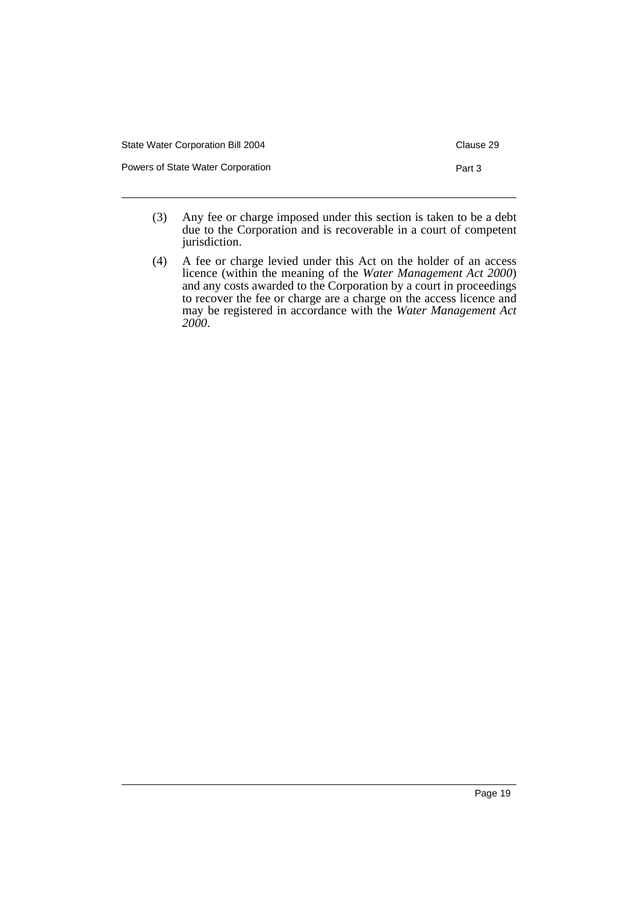(3) Any fee or charge imposed under this section is taken to be a debt due to the Corporation and is recoverable in a court of competent jurisdiction.

(4) A fee or charge levied under this Act on the holder of an access licence (within the meaning of the *Water Management Act 2000*) and any costs awarded to the Corporation by a court in proceedings to recover the fee or charge are a charge on the access licence and may be registered in accordance with the *Water Management Act 2000*.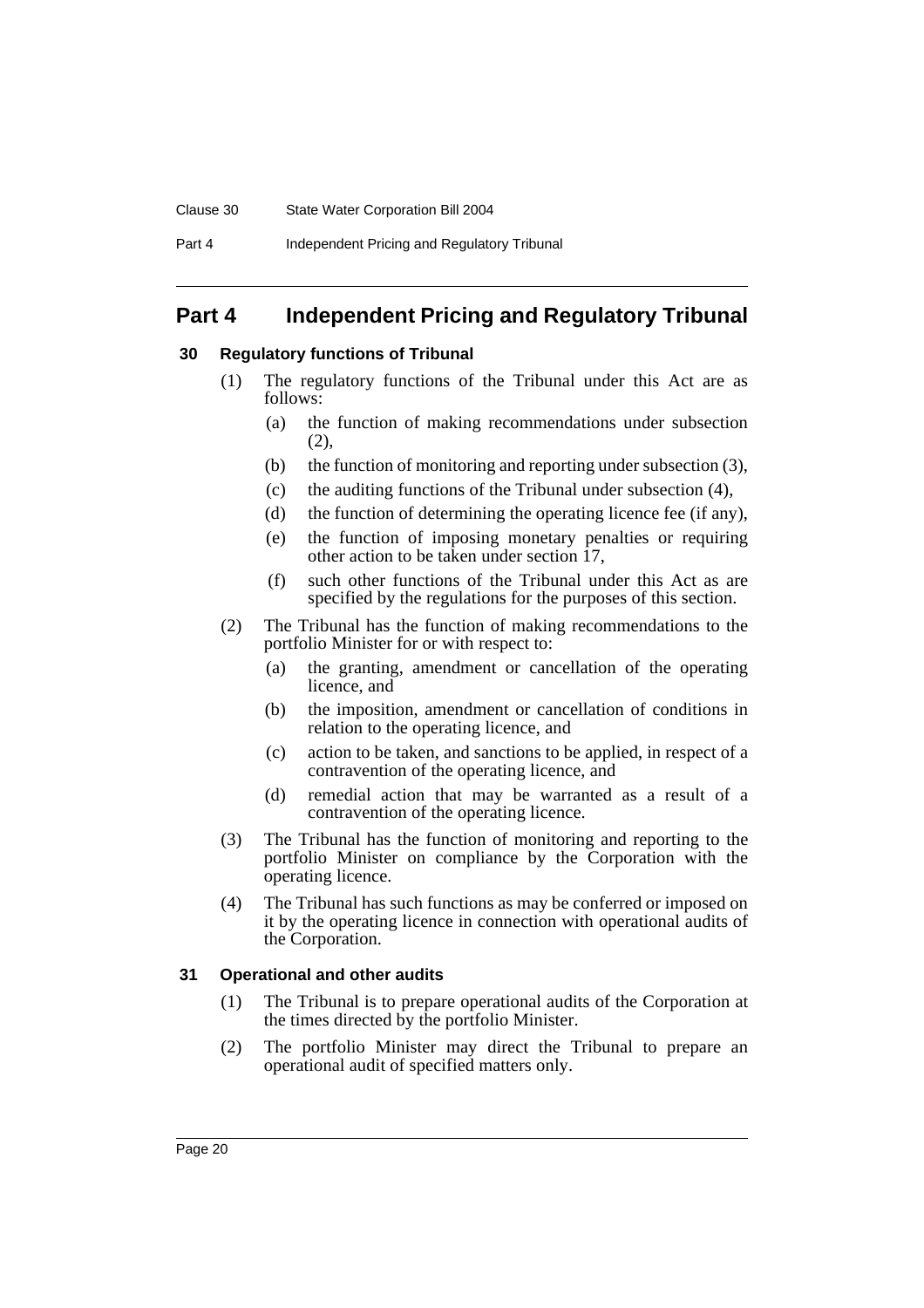## Part 4 Independent Pricing and Regulatory Tribunal

### 30 Regulatory functions of Tribunal

(1) The regulatory functions of the Tribunal under this Act are as follows:

(a) the function of making recommendations under subsection (2),

(b) the function of monitoring and reporting under subsection (3),

(c) the auditing functions of the Tribunal under subsection (4),

(d) the function of determining the operating licence fee (if any),

(e) the function of imposing monetary penalties or requiring other action to be taken under section 17,

(f) such other functions of the Tribunal under this Act as are specified by the regulations for the purposes of this section.

(2) The Tribunal has the function of making recommendations to the portfolio Minister for or with respect to:

(a) the granting, amendment or cancellation of the operating licence, and

(b) the imposition, amendment or cancellation of conditions in relation to the operating licence, and

(c) action to be taken, and sanctions to be applied, in respect of a contravention of the operating licence, and

(d) remedial action that may be warranted as a result of a contravention of the operating licence.

(3) The Tribunal has the function of monitoring and reporting to the portfolio Minister on compliance by the Corporation with the operating licence.

(4) The Tribunal has such functions as may be conferred or imposed on it by the operating licence in connection with operational audits of the Corporation.

### 31 Operational and other audits

(1) The Tribunal is to prepare operational audits of the Corporation at the times directed by the portfolio Minister.

(2) The portfolio Minister may direct the Tribunal to prepare an operational audit of specified matters only.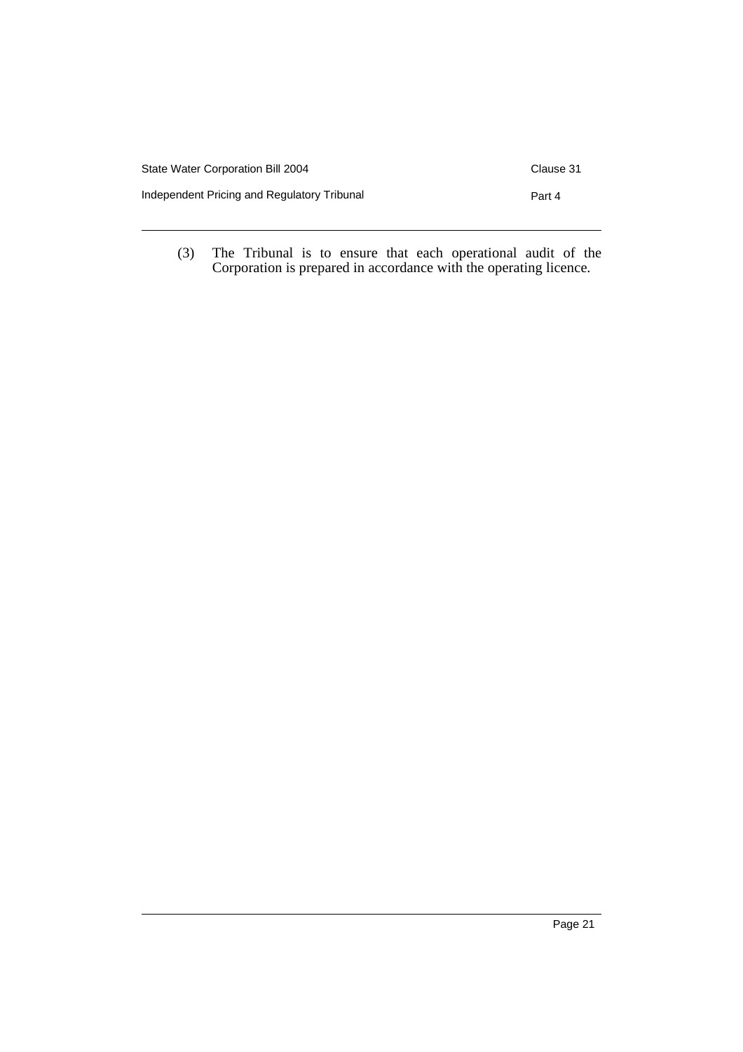(3) The Tribunal is to ensure that each operational audit of the Corporation is prepared in accordance with the operating licence.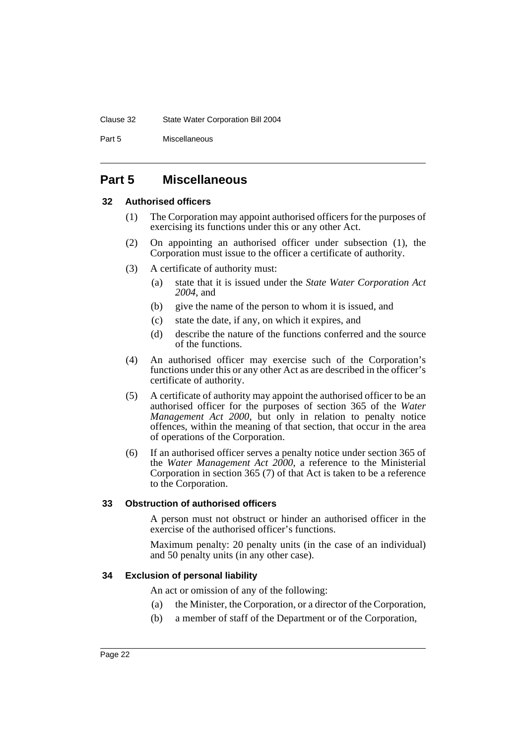## Part 5 Miscellaneous

### 32 Authorised officers

(1) The Corporation may appoint authorised officers for the purposes of exercising its functions under this or any other Act.

(2) On appointing an authorised officer under subsection (1), the Corporation must issue to the officer a certificate of authority.

(3) A certificate of authority must:

- (a) state that it is issued under the *State Water Corporation Act 2004*, and
- (b) give the name of the person to whom it is issued, and
- (c) state the date, if any, on which it expires, and
- (d) describe the nature of the functions conferred and the source of the functions.

(4) An authorised officer may exercise such of the Corporation's functions under this or any other Act as are described in the officer's certificate of authority.

(5) A certificate of authority may appoint the authorised officer to be an authorised officer for the purposes of section 365 of the *Water Management Act 2000*, but only in relation to penalty notice offences, within the meaning of that section, that occur in the area of operations of the Corporation.

(6) If an authorised officer serves a penalty notice under section 365 of the *Water Management Act 2000*, a reference to the Ministerial Corporation in section 365 (7) of that Act is taken to be a reference to the Corporation.

### 33 Obstruction of authorised officers

A person must not obstruct or hinder an authorised officer in the exercise of the authorised officer's functions.

Maximum penalty: 20 penalty units (in the case of an individual) and 50 penalty units (in any other case).

### 34 Exclusion of personal liability

An act or omission of any of the following:

- (a) the Minister, the Corporation, or a director of the Corporation,
- (b) a member of staff of the Department or of the Corporation,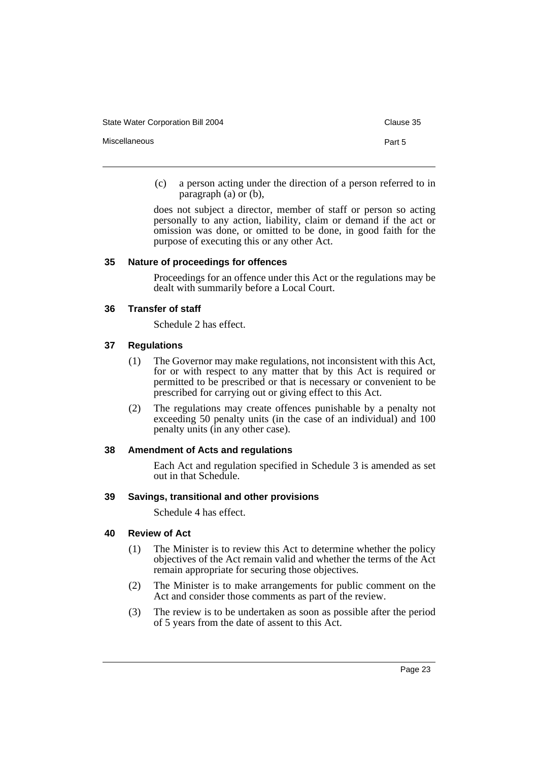(c) a person acting under the direction of a person referred to in paragraph (a) or (b),

does not subject a director, member of staff or person so acting personally to any action, liability, claim or demand if the act or omission was done, or omitted to be done, in good faith for the purpose of executing this or any other Act.

### 35 Nature of proceedings for offences

Proceedings for an offence under this Act or the regulations may be dealt with summarily before a Local Court.

### 36 Transfer of staff

Schedule 2 has effect.

### 37 Regulations

(1) The Governor may make regulations, not inconsistent with this Act, for or with respect to any matter that by this Act is required or permitted to be prescribed or that is necessary or convenient to be prescribed for carrying out or giving effect to this Act.

(2) The regulations may create offences punishable by a penalty not exceeding 50 penalty units (in the case of an individual) and 100 penalty units (in any other case).

### 38 Amendment of Acts and regulations

Each Act and regulation specified in Schedule 3 is amended as set out in that Schedule.

### 39 Savings, transitional and other provisions

Schedule 4 has effect.

### 40 Review of Act

(1) The Minister is to review this Act to determine whether the policy objectives of the Act remain valid and whether the terms of the Act remain appropriate for securing those objectives.

(2) The Minister is to make arrangements for public comment on the Act and consider those comments as part of the review.

(3) The review is to be undertaken as soon as possible after the period of 5 years from the date of assent to this Act.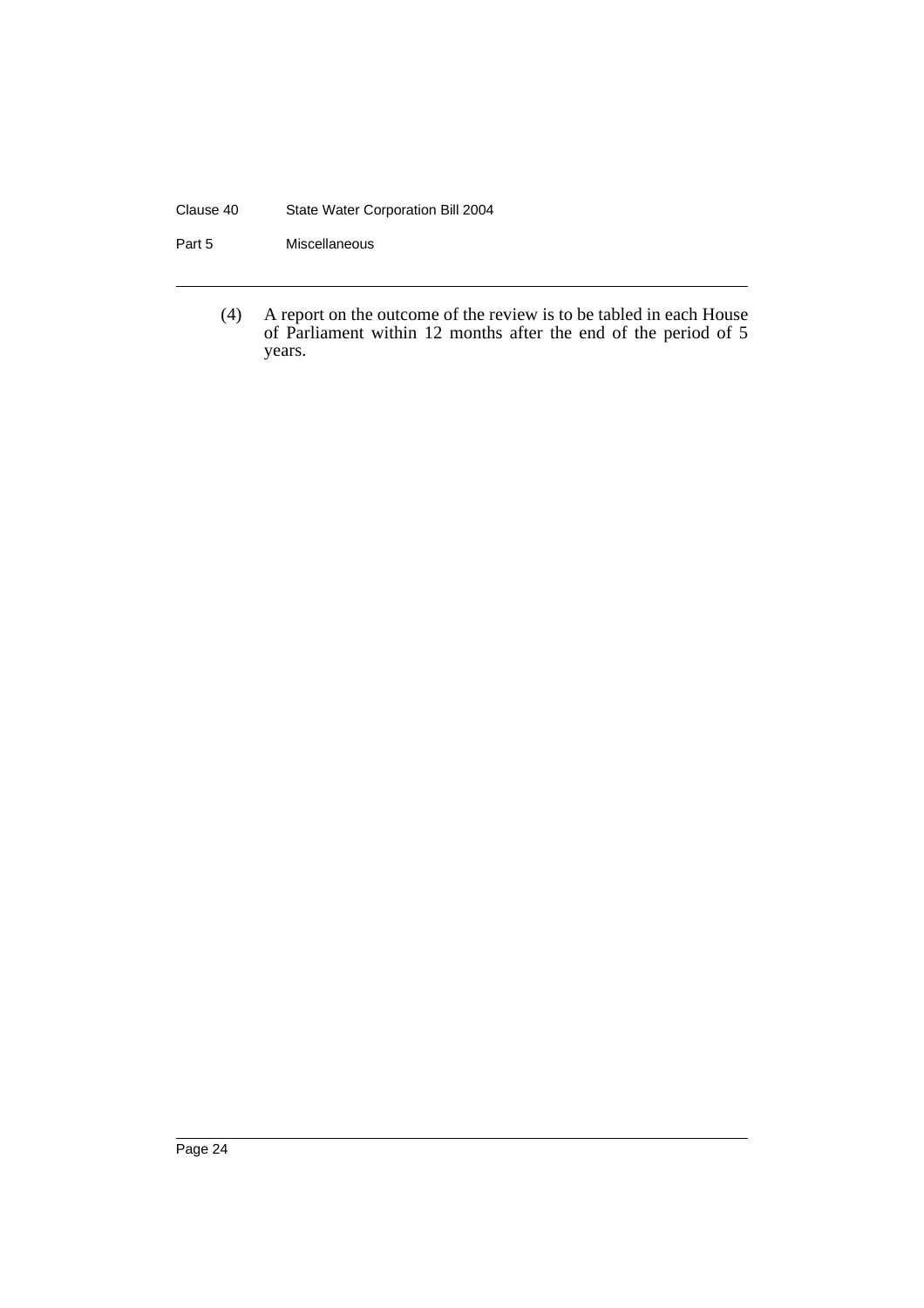(4) A report on the outcome of the review is to be tabled in each House of Parliament within 12 months after the end of the period of 5 years.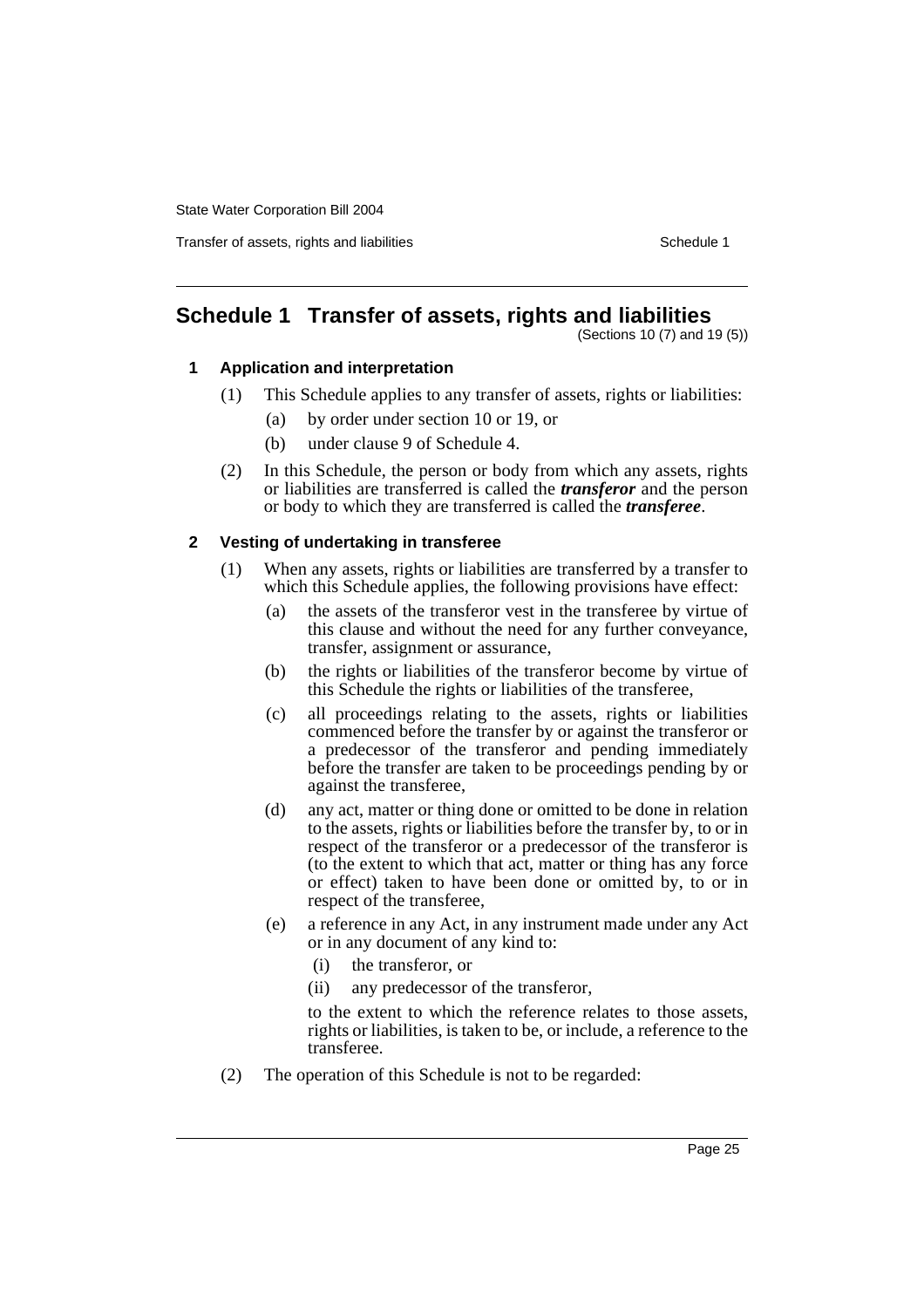# Schedule 1 Transfer of assets, rights and liabilities

(Sections 10 (7) and 19 (5))

## 1 Application and interpretation

(1) This Schedule applies to any transfer of assets, rights or liabilities:

(a) by order under section 10 or 19, or

(b) under clause 9 of Schedule 4.

(2) In this Schedule, the person or body from which any assets, rights or liabilities are transferred is called the ***transferor*** and the person or body to which they are transferred is called the ***transferee***.

## 2 Vesting of undertaking in transferee

(1) When any assets, rights or liabilities are transferred by a transfer to which this Schedule applies, the following provisions have effect:

(a) the assets of the transferor vest in the transferee by virtue of this clause and without the need for any further conveyance, transfer, assignment or assurance,

(b) the rights or liabilities of the transferor become by virtue of this Schedule the rights or liabilities of the transferee,

(c) all proceedings relating to the assets, rights or liabilities commenced before the transfer by or against the transferor or a predecessor of the transferor and pending immediately before the transfer are taken to be proceedings pending by or against the transferee,

(d) any act, matter or thing done or omitted to be done in relation to the assets, rights or liabilities before the transfer by, to or in respect of the transferor or a predecessor of the transferor is (to the extent to which that act, matter or thing has any force or effect) taken to have been done or omitted by, to or in respect of the transferee,

(e) a reference in any Act, in any instrument made under any Act or in any document of any kind to:

(i) the transferor, or

(ii) any predecessor of the transferor,

to the extent to which the reference relates to those assets, rights or liabilities, is taken to be, or include, a reference to the transferee.

(2) The operation of this Schedule is not to be regarded: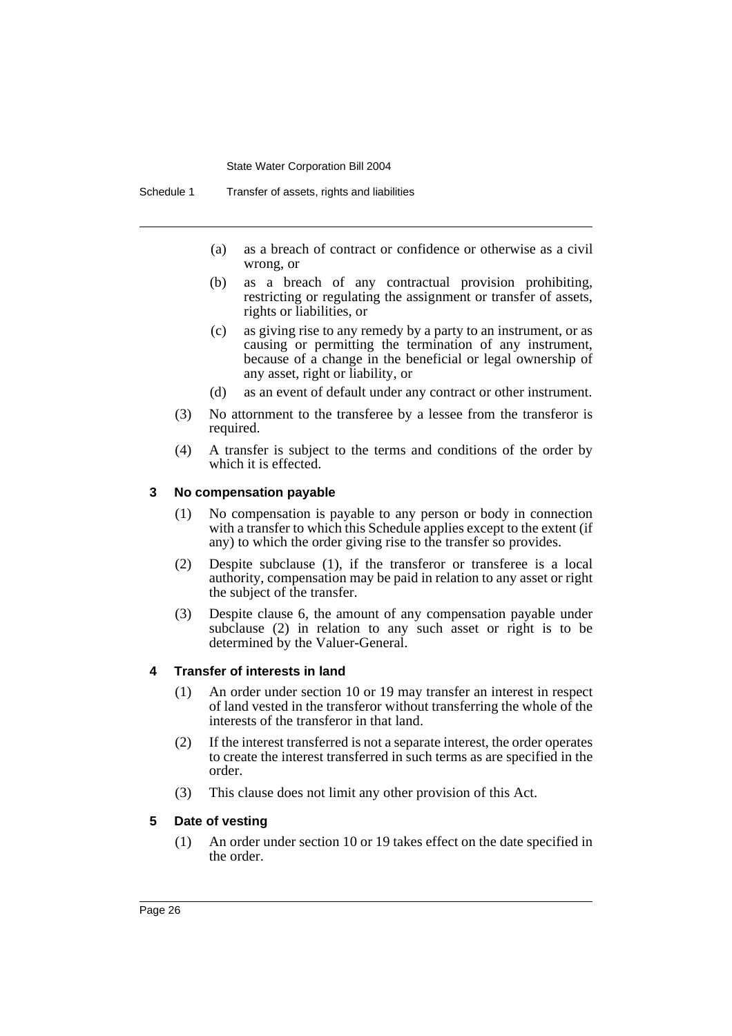(a) as a breach of contract or confidence or otherwise as a civil wrong, or

(b) as a breach of any contractual provision prohibiting, restricting or regulating the assignment or transfer of assets, rights or liabilities, or

(c) as giving rise to any remedy by a party to an instrument, or as causing or permitting the termination of any instrument, because of a change in the beneficial or legal ownership of any asset, right or liability, or

(d) as an event of default under any contract or other instrument.

(3) No attornment to the transferee by a lessee from the transferor is required.

(4) A transfer is subject to the terms and conditions of the order by which it is effected.

### 3 No compensation payable

(1) No compensation is payable to any person or body in connection with a transfer to which this Schedule applies except to the extent (if any) to which the order giving rise to the transfer so provides.

(2) Despite subclause (1), if the transferor or transferee is a local authority, compensation may be paid in relation to any asset or right the subject of the transfer.

(3) Despite clause 6, the amount of any compensation payable under subclause (2) in relation to any such asset or right is to be determined by the Valuer-General.

### 4 Transfer of interests in land

(1) An order under section 10 or 19 may transfer an interest in respect of land vested in the transferor without transferring the whole of the interests of the transferor in that land.

(2) If the interest transferred is not a separate interest, the order operates to create the interest transferred in such terms as are specified in the order.

(3) This clause does not limit any other provision of this Act.

### 5 Date of vesting

(1) An order under section 10 or 19 takes effect on the date specified in the order.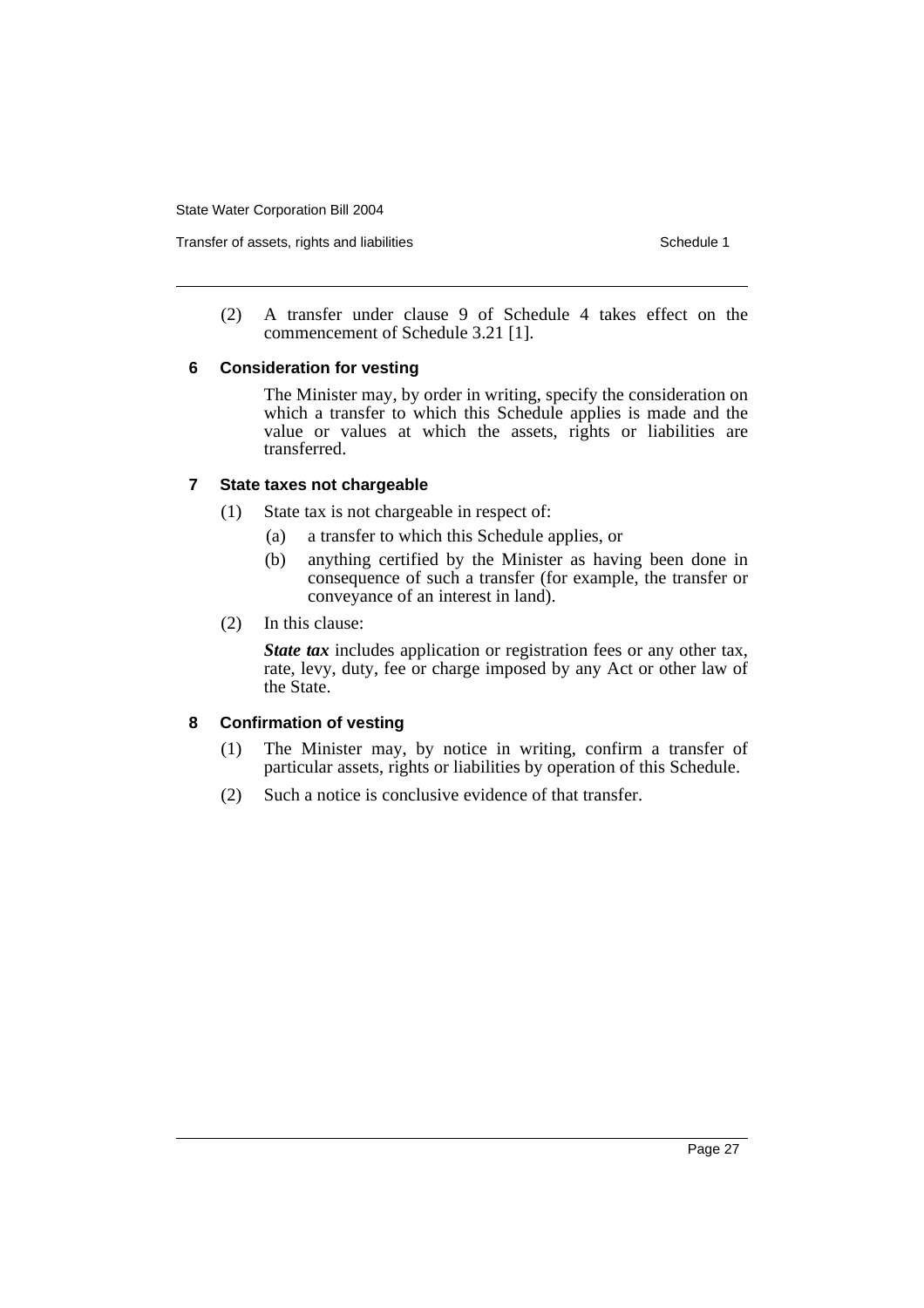(2) A transfer under clause 9 of Schedule 4 takes effect on the commencement of Schedule 3.21 [1].

### 6 Consideration for vesting

The Minister may, by order in writing, specify the consideration on which a transfer to which this Schedule applies is made and the value or values at which the assets, rights or liabilities are transferred.

### 7 State taxes not chargeable

(1) State tax is not chargeable in respect of:

(a) a transfer to which this Schedule applies, or

(b) anything certified by the Minister as having been done in consequence of such a transfer (for example, the transfer or conveyance of an interest in land).

(2) In this clause:

***State tax*** includes application or registration fees or any other tax, rate, levy, duty, fee or charge imposed by any Act or other law of the State.

### 8 Confirmation of vesting

(1) The Minister may, by notice in writing, confirm a transfer of particular assets, rights or liabilities by operation of this Schedule.

(2) Such a notice is conclusive evidence of that transfer.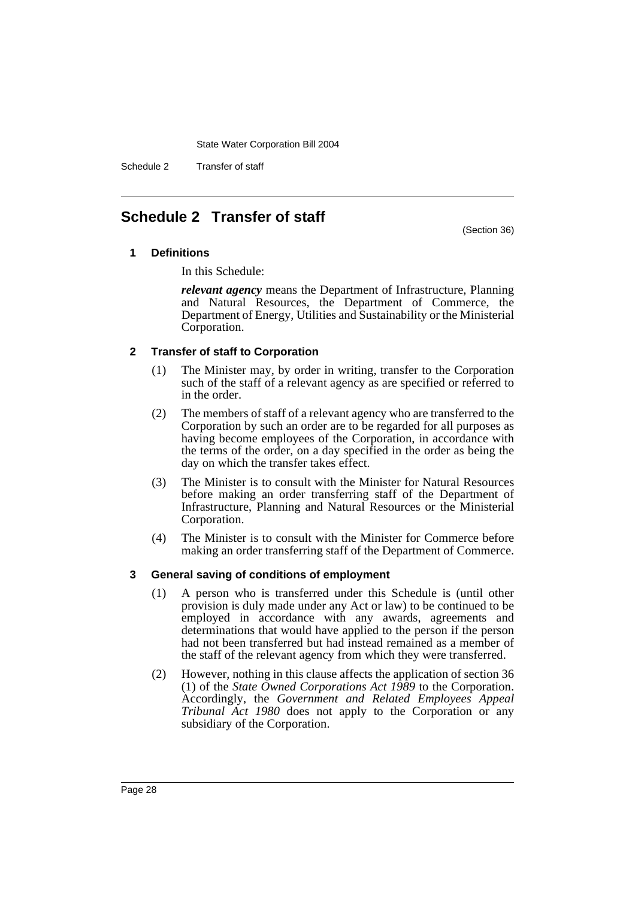# Schedule 2 Transfer of staff

(Section 36)

## 1 Definitions

In this Schedule:

***relevant agency*** means the Department of Infrastructure, Planning and Natural Resources, the Department of Commerce, the Department of Energy, Utilities and Sustainability or the Ministerial Corporation.

## 2 Transfer of staff to Corporation

(1) The Minister may, by order in writing, transfer to the Corporation such of the staff of a relevant agency as are specified or referred to in the order.

(2) The members of staff of a relevant agency who are transferred to the Corporation by such an order are to be regarded for all purposes as having become employees of the Corporation, in accordance with the terms of the order, on a day specified in the order as being the day on which the transfer takes effect.

(3) The Minister is to consult with the Minister for Natural Resources before making an order transferring staff of the Department of Infrastructure, Planning and Natural Resources or the Ministerial Corporation.

(4) The Minister is to consult with the Minister for Commerce before making an order transferring staff of the Department of Commerce.

## 3 General saving of conditions of employment

(1) A person who is transferred under this Schedule is (until other provision is duly made under any Act or law) to be continued to be employed in accordance with any awards, agreements and determinations that would have applied to the person if the person had not been transferred but had instead remained as a member of the staff of the relevant agency from which they were transferred.

(2) However, nothing in this clause affects the application of section 36 (1) of the *State Owned Corporations Act 1989* to the Corporation. Accordingly, the *Government and Related Employees Appeal Tribunal Act 1980* does not apply to the Corporation or any subsidiary of the Corporation.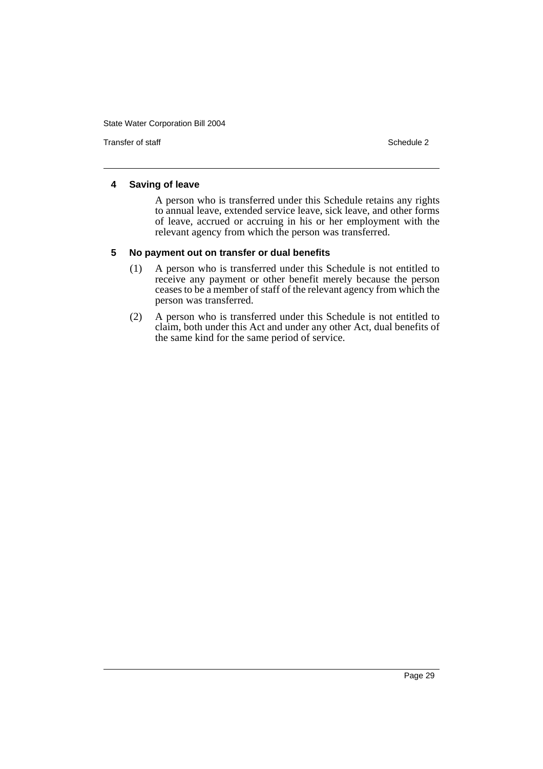### 4 Saving of leave

A person who is transferred under this Schedule retains any rights to annual leave, extended service leave, sick leave, and other forms of leave, accrued or accruing in his or her employment with the relevant agency from which the person was transferred.

### 5 No payment out on transfer or dual benefits

(1) A person who is transferred under this Schedule is not entitled to receive any payment or other benefit merely because the person ceases to be a member of staff of the relevant agency from which the person was transferred.

(2) A person who is transferred under this Schedule is not entitled to claim, both under this Act and under any other Act, dual benefits of the same kind for the same period of service.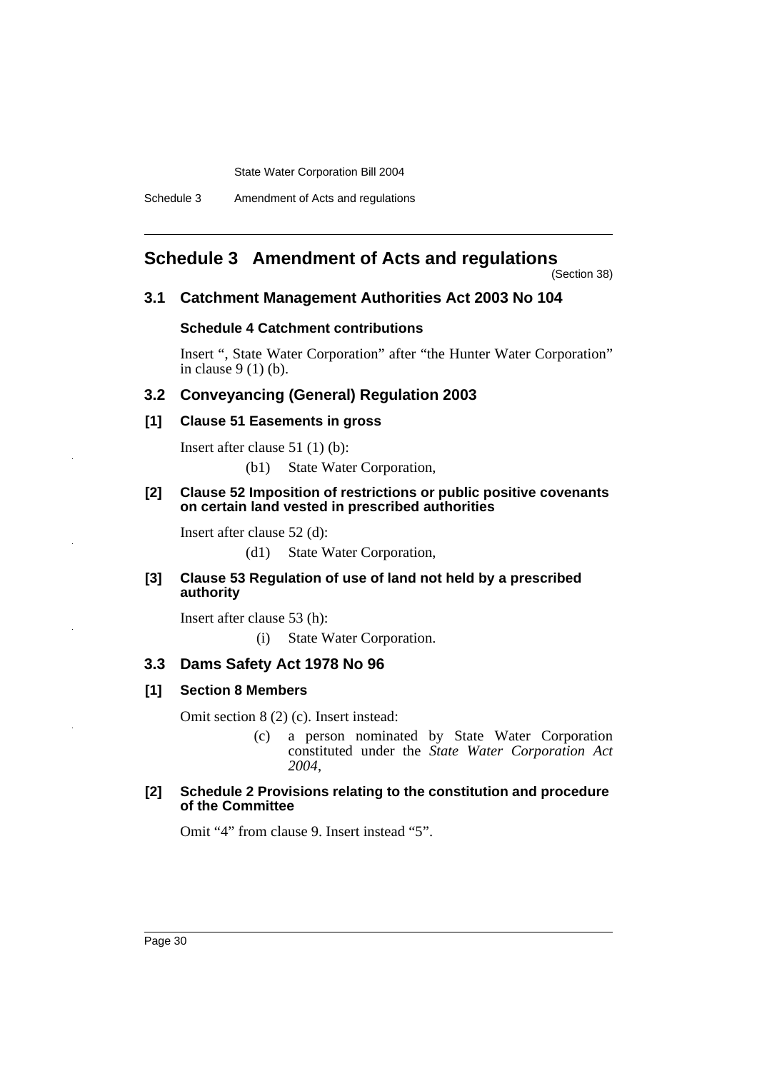# Schedule 3 Amendment of Acts and regulations

(Section 38)

## 3.1 Catchment Management Authorities Act 2003 No 104

### Schedule 4 Catchment contributions

Insert ", State Water Corporation" after "the Hunter Water Corporation" in clause 9 (1) (b).

## 3.2 Conveyancing (General) Regulation 2003

### [1] Clause 51 Easements in gross

Insert after clause 51 (1) (b):

> (b1) State Water Corporation,

### [2] Clause 52 Imposition of restrictions or public positive covenants on certain land vested in prescribed authorities

Insert after clause 52 (d):

> (d1) State Water Corporation,

### [3] Clause 53 Regulation of use of land not held by a prescribed authority

Insert after clause 53 (h):

> (i) State Water Corporation.

## 3.3 Dams Safety Act 1978 No 96

### [1] Section 8 Members

Omit section 8 (2) (c). Insert instead:

> (c) a person nominated by State Water Corporation constituted under the *State Water Corporation Act 2004*,

### [2] Schedule 2 Provisions relating to the constitution and procedure of the Committee

Omit "4" from clause 9. Insert instead "5".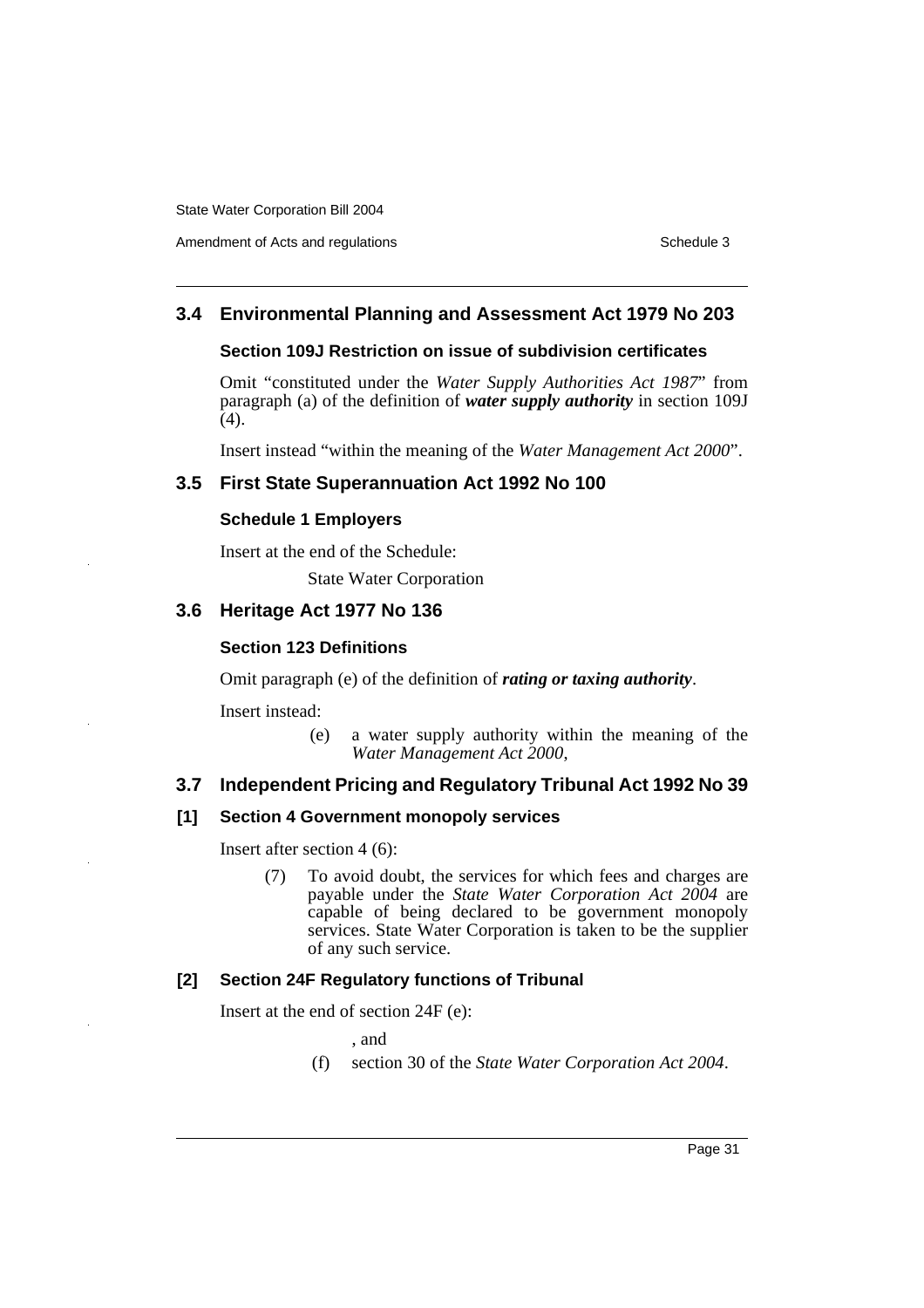## 3.4 Environmental Planning and Assessment Act 1979 No 203

### Section 109J Restriction on issue of subdivision certificates

Omit "constituted under the *Water Supply Authorities Act 1987*" from paragraph (a) of the definition of ***water supply authority*** in section 109J (4).

Insert instead "within the meaning of the *Water Management Act 2000*".

## 3.5 First State Superannuation Act 1992 No 100

### Schedule 1 Employers

Insert at the end of the Schedule:

State Water Corporation

## 3.6 Heritage Act 1977 No 136

### Section 123 Definitions

Omit paragraph (e) of the definition of ***rating or taxing authority***.

Insert instead:

(e) a water supply authority within the meaning of the *Water Management Act 2000*,

## 3.7 Independent Pricing and Regulatory Tribunal Act 1992 No 39

### [1] Section 4 Government monopoly services

Insert after section 4 (6):

(7) To avoid doubt, the services for which fees and charges are payable under the *State Water Corporation Act 2004* are capable of being declared to be government monopoly services. State Water Corporation is taken to be the supplier of any such service.

### [2] Section 24F Regulatory functions of Tribunal

Insert at the end of section 24F (e):

, and

(f) section 30 of the *State Water Corporation Act 2004*.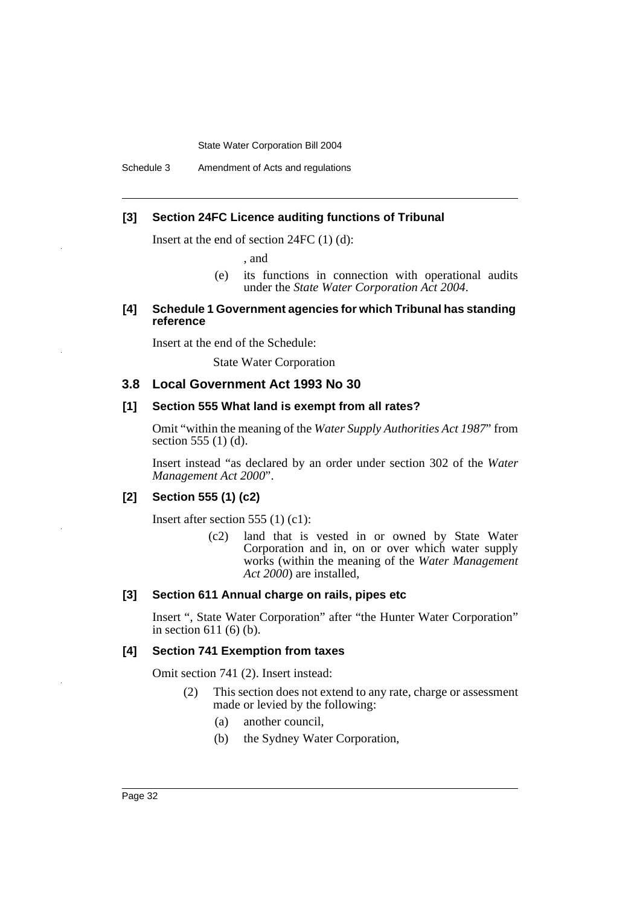**[3] Section 24FC Licence auditing functions of Tribunal**

Insert at the end of section 24FC (1) (d):

, and

(e) its functions in connection with operational audits under the *State Water Corporation Act 2004*.

**[4] Schedule 1 Government agencies for which Tribunal has standing reference**

Insert at the end of the Schedule:

State Water Corporation

## 3.8 Local Government Act 1993 No 30

**[1] Section 555 What land is exempt from all rates?**

Omit "within the meaning of the *Water Supply Authorities Act 1987*" from section 555 (1) (d).

Insert instead "as declared by an order under section 302 of the *Water Management Act 2000*".

**[2] Section 555 (1) (c2)**

Insert after section 555 (1) (c1):

(c2) land that is vested in or owned by State Water Corporation and in, on or over which water supply works (within the meaning of the *Water Management Act 2000*) are installed,

**[3] Section 611 Annual charge on rails, pipes etc**

Insert ", State Water Corporation" after "the Hunter Water Corporation" in section 611 (6) (b).

**[4] Section 741 Exemption from taxes**

Omit section 741 (2). Insert instead:

(2) This section does not extend to any rate, charge or assessment made or levied by the following:

(a) another council,

(b) the Sydney Water Corporation,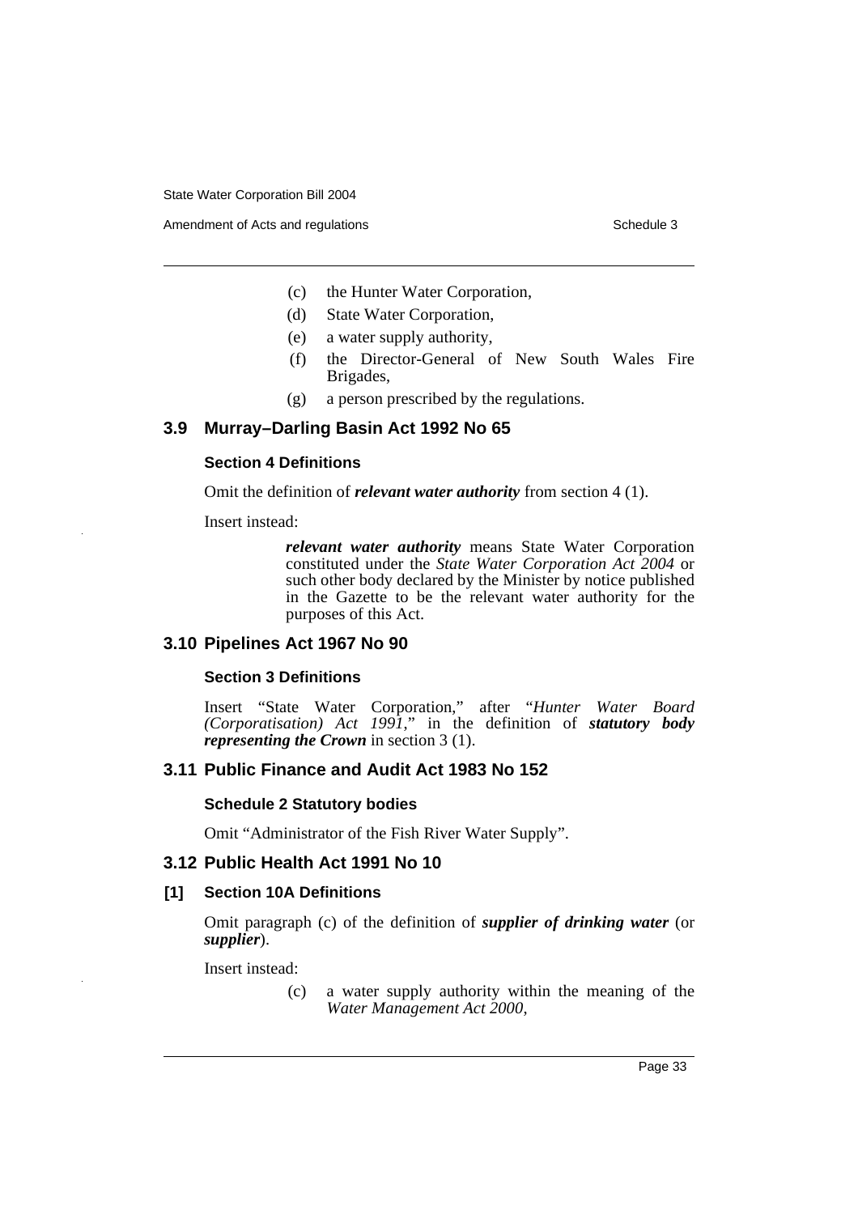(c) the Hunter Water Corporation,

(d) State Water Corporation,

(e) a water supply authority,

(f) the Director-General of New South Wales Fire Brigades,

(g) a person prescribed by the regulations.

## 3.9 Murray–Darling Basin Act 1992 No 65

### Section 4 Definitions

Omit the definition of ***relevant water authority*** from section 4 (1).

Insert instead:

> ***relevant water authority*** means State Water Corporation constituted under the *State Water Corporation Act 2004* or such other body declared by the Minister by notice published in the Gazette to be the relevant water authority for the purposes of this Act.

## 3.10 Pipelines Act 1967 No 90

### Section 3 Definitions

Insert "State Water Corporation," after "*Hunter Water Board (Corporatisation) Act 1991*," in the definition of ***statutory body representing the Crown*** in section 3 (1).

## 3.11 Public Finance and Audit Act 1983 No 152

### Schedule 2 Statutory bodies

Omit "Administrator of the Fish River Water Supply".

## 3.12 Public Health Act 1991 No 10

### [1] Section 10A Definitions

Omit paragraph (c) of the definition of ***supplier of drinking water*** (or ***supplier***).

Insert instead:

> (c) a water supply authority within the meaning of the *Water Management Act 2000*,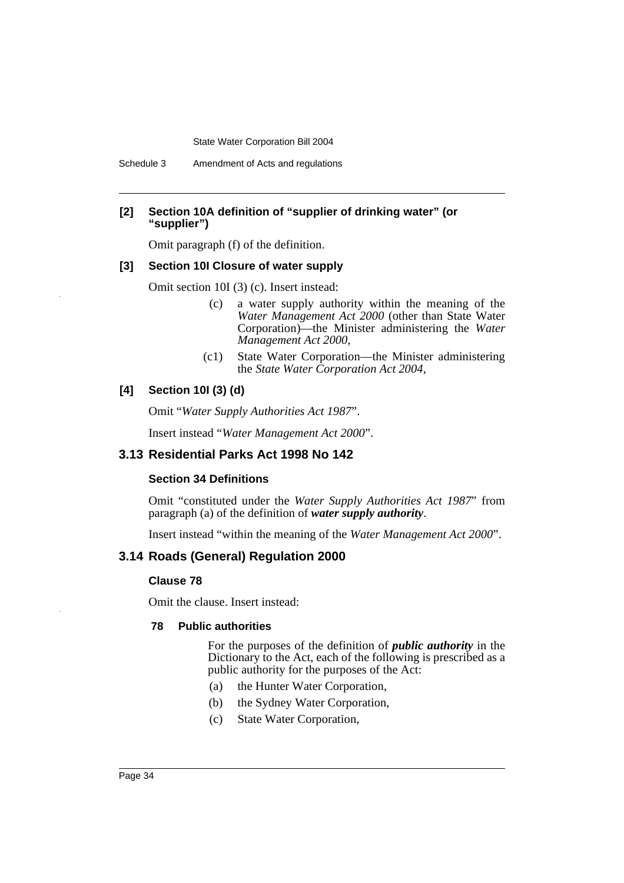**[2] Section 10A definition of "supplier of drinking water" (or "supplier")**

Omit paragraph (f) of the definition.

**[3] Section 10I Closure of water supply**

Omit section 10I (3) (c). Insert instead:

> (c) a water supply authority within the meaning of the *Water Management Act 2000* (other than State Water Corporation)—the Minister administering the *Water Management Act 2000*,
>
> (c1) State Water Corporation—the Minister administering the *State Water Corporation Act 2004*,

**[4] Section 10I (3) (d)**

Omit "*Water Supply Authorities Act 1987*".

Insert instead "*Water Management Act 2000*".

## 3.13 Residential Parks Act 1998 No 142

**Section 34 Definitions**

Omit "constituted under the *Water Supply Authorities Act 1987*" from paragraph (a) of the definition of ***water supply authority***.

Insert instead "within the meaning of the *Water Management Act 2000*".

## 3.14 Roads (General) Regulation 2000

**Clause 78**

Omit the clause. Insert instead:

**78 Public authorities**

For the purposes of the definition of ***public authority*** in the Dictionary to the Act, each of the following is prescribed as a public authority for the purposes of the Act:

(a) the Hunter Water Corporation,

(b) the Sydney Water Corporation,

(c) State Water Corporation,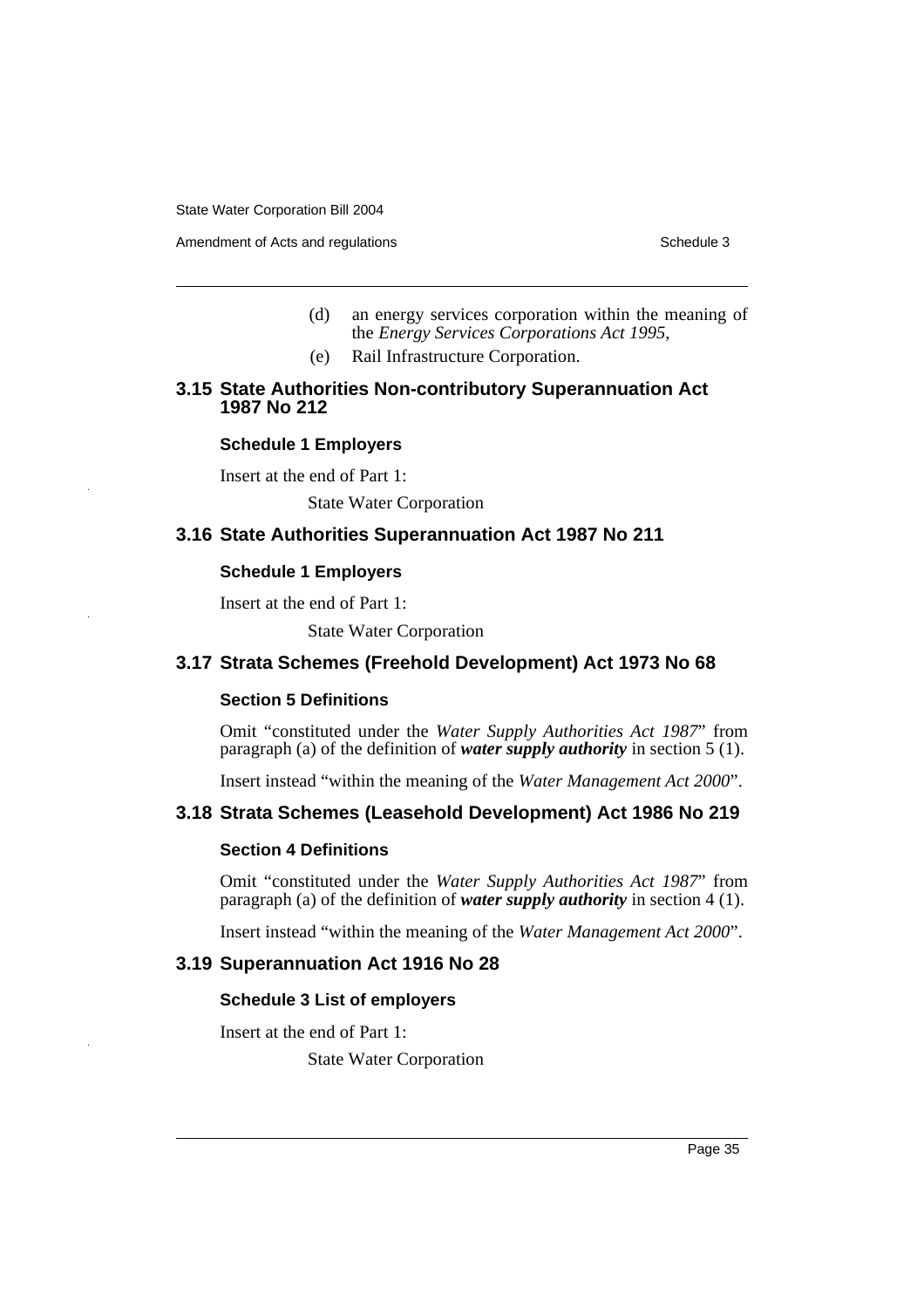(d) an energy services corporation within the meaning of the *Energy Services Corporations Act 1995*,

(e) Rail Infrastructure Corporation.

### 3.15 State Authorities Non-contributory Superannuation Act 1987 No 212

#### Schedule 1 Employers

Insert at the end of Part 1:

State Water Corporation

### 3.16 State Authorities Superannuation Act 1987 No 211

#### Schedule 1 Employers

Insert at the end of Part 1:

State Water Corporation

### 3.17 Strata Schemes (Freehold Development) Act 1973 No 68

#### Section 5 Definitions

Omit "constituted under the *Water Supply Authorities Act 1987*" from paragraph (a) of the definition of ***water supply authority*** in section 5 (1).

Insert instead "within the meaning of the *Water Management Act 2000*".

### 3.18 Strata Schemes (Leasehold Development) Act 1986 No 219

#### Section 4 Definitions

Omit "constituted under the *Water Supply Authorities Act 1987*" from paragraph (a) of the definition of ***water supply authority*** in section 4 (1).

Insert instead "within the meaning of the *Water Management Act 2000*".

### 3.19 Superannuation Act 1916 No 28

#### Schedule 3 List of employers

Insert at the end of Part 1:

State Water Corporation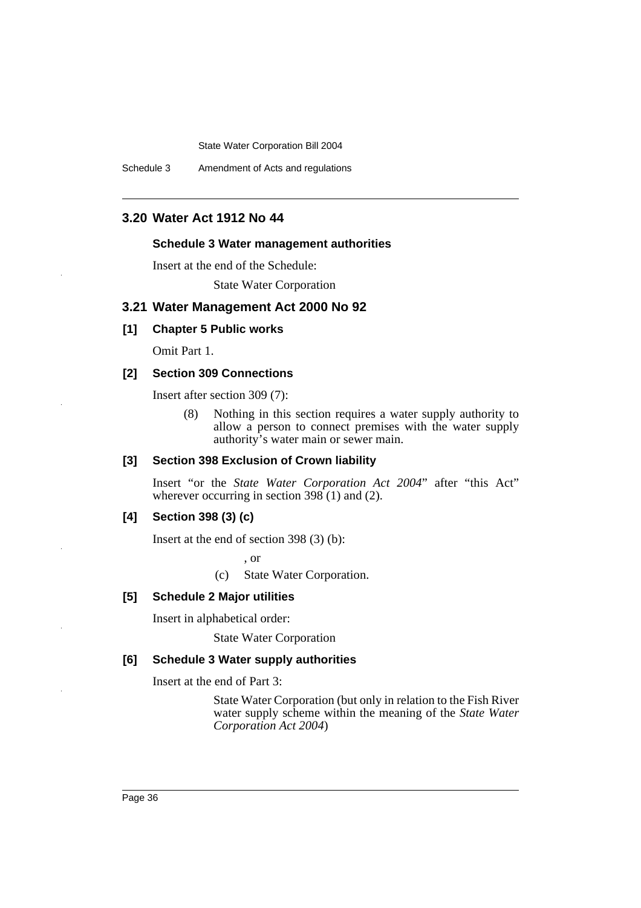## 3.20 Water Act 1912 No 44

### Schedule 3 Water management authorities

Insert at the end of the Schedule:

State Water Corporation

## 3.21 Water Management Act 2000 No 92

### [1] Chapter 5 Public works

Omit Part 1.

### [2] Section 309 Connections

Insert after section 309 (7):

(8) Nothing in this section requires a water supply authority to allow a person to connect premises with the water supply authority's water main or sewer main.

### [3] Section 398 Exclusion of Crown liability

Insert "or the *State Water Corporation Act 2004*" after "this Act" wherever occurring in section 398 (1) and (2).

### [4] Section 398 (3) (c)

Insert at the end of section 398 (3) (b):

, or

(c) State Water Corporation.

### [5] Schedule 2 Major utilities

Insert in alphabetical order:

State Water Corporation

### [6] Schedule 3 Water supply authorities

Insert at the end of Part 3:

State Water Corporation (but only in relation to the Fish River water supply scheme within the meaning of the *State Water Corporation Act 2004*)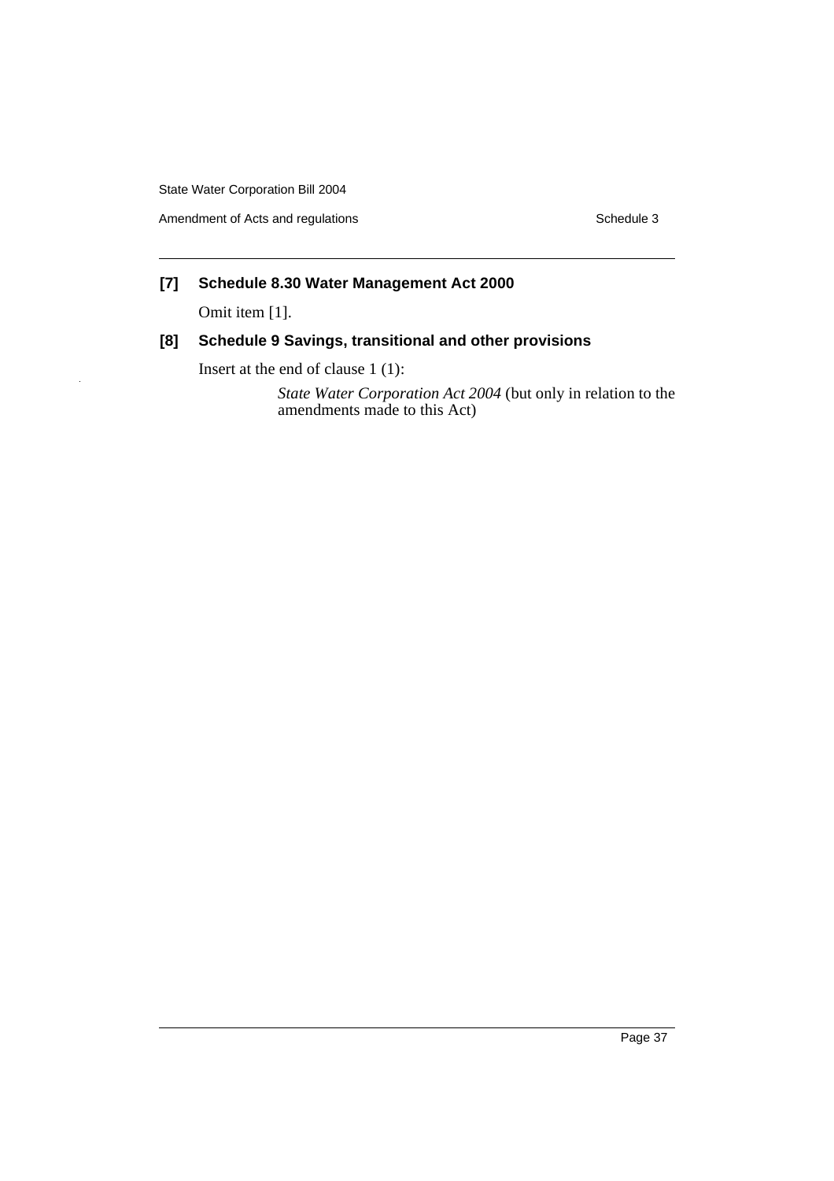### [7] Schedule 8.30 Water Management Act 2000

Omit item [1].

### [8] Schedule 9 Savings, transitional and other provisions

Insert at the end of clause 1 (1):

> *State Water Corporation Act 2004* (but only in relation to the amendments made to this Act)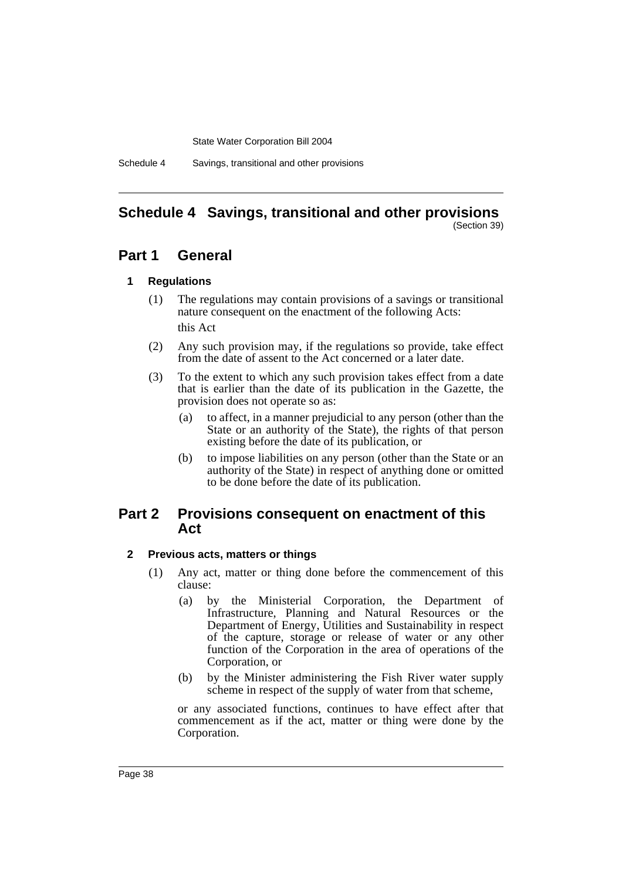# Schedule 4 Savings, transitional and other provisions

(Section 39)

## Part 1 General

### 1 Regulations

(1) The regulations may contain provisions of a savings or transitional nature consequent on the enactment of the following Acts:

this Act

(2) Any such provision may, if the regulations so provide, take effect from the date of assent to the Act concerned or a later date.

(3) To the extent to which any such provision takes effect from a date that is earlier than the date of its publication in the Gazette, the provision does not operate so as:

(a) to affect, in a manner prejudicial to any person (other than the State or an authority of the State), the rights of that person existing before the date of its publication, or

(b) to impose liabilities on any person (other than the State or an authority of the State) in respect of anything done or omitted to be done before the date of its publication.

## Part 2 Provisions consequent on enactment of this Act

### 2 Previous acts, matters or things

(1) Any act, matter or thing done before the commencement of this clause:

(a) by the Ministerial Corporation, the Department of Infrastructure, Planning and Natural Resources or the Department of Energy, Utilities and Sustainability in respect of the capture, storage or release of water or any other function of the Corporation in the area of operations of the Corporation, or

(b) by the Minister administering the Fish River water supply scheme in respect of the supply of water from that scheme,

or any associated functions, continues to have effect after that commencement as if the act, matter or thing were done by the Corporation.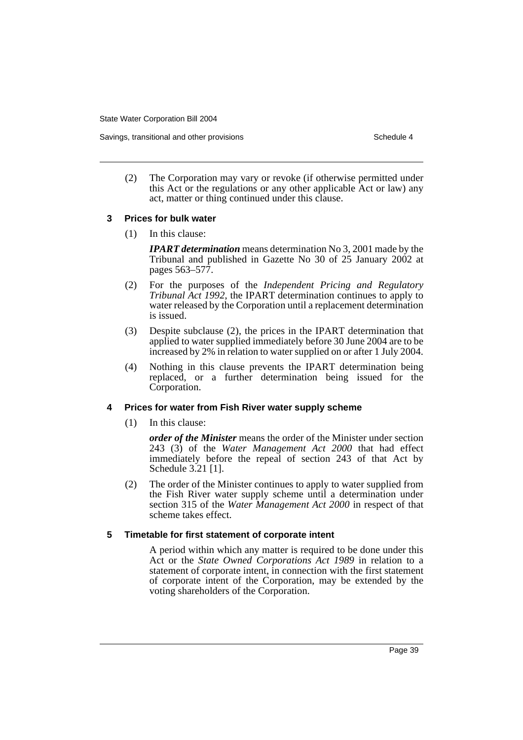(2) The Corporation may vary or revoke (if otherwise permitted under this Act or the regulations or any other applicable Act or law) any act, matter or thing continued under this clause.

### 3 Prices for bulk water

(1) In this clause:

***IPART determination*** means determination No 3, 2001 made by the Tribunal and published in Gazette No 30 of 25 January 2002 at pages 563–577.

(2) For the purposes of the *Independent Pricing and Regulatory Tribunal Act 1992*, the IPART determination continues to apply to water released by the Corporation until a replacement determination is issued.

(3) Despite subclause (2), the prices in the IPART determination that applied to water supplied immediately before 30 June 2004 are to be increased by 2% in relation to water supplied on or after 1 July 2004.

(4) Nothing in this clause prevents the IPART determination being replaced, or a further determination being issued for the Corporation.

### 4 Prices for water from Fish River water supply scheme

(1) In this clause:

***order of the Minister*** means the order of the Minister under section 243 (3) of the *Water Management Act 2000* that had effect immediately before the repeal of section 243 of that Act by Schedule 3.21 [1].

(2) The order of the Minister continues to apply to water supplied from the Fish River water supply scheme until a determination under section 315 of the *Water Management Act 2000* in respect of that scheme takes effect.

### 5 Timetable for first statement of corporate intent

A period within which any matter is required to be done under this Act or the *State Owned Corporations Act 1989* in relation to a statement of corporate intent, in connection with the first statement of corporate intent of the Corporation, may be extended by the voting shareholders of the Corporation.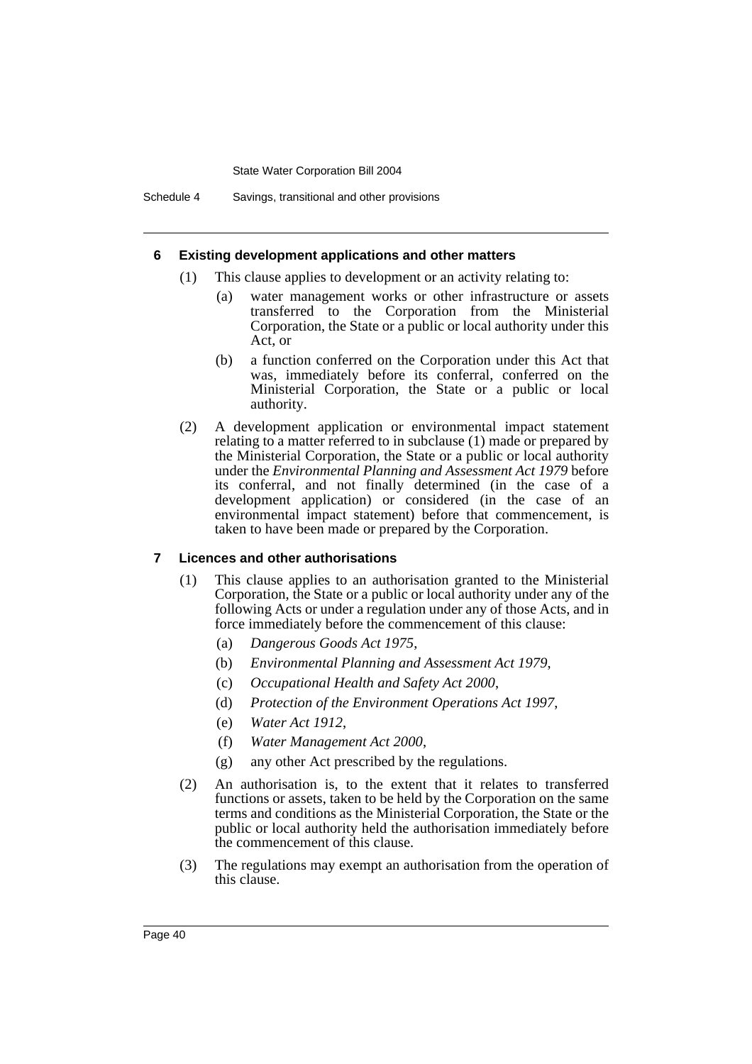### 6 Existing development applications and other matters

(1) This clause applies to development or an activity relating to:

- (a) water management works or other infrastructure or assets transferred to the Corporation from the Ministerial Corporation, the State or a public or local authority under this Act, or
- (b) a function conferred on the Corporation under this Act that was, immediately before its conferral, conferred on the Ministerial Corporation, the State or a public or local authority.

(2) A development application or environmental impact statement relating to a matter referred to in subclause (1) made or prepared by the Ministerial Corporation, the State or a public or local authority under the *Environmental Planning and Assessment Act 1979* before its conferral, and not finally determined (in the case of a development application) or considered (in the case of an environmental impact statement) before that commencement, is taken to have been made or prepared by the Corporation.

### 7 Licences and other authorisations

(1) This clause applies to an authorisation granted to the Ministerial Corporation, the State or a public or local authority under any of the following Acts or under a regulation under any of those Acts, and in force immediately before the commencement of this clause:

- (a) *Dangerous Goods Act 1975*,
- (b) *Environmental Planning and Assessment Act 1979*,
- (c) *Occupational Health and Safety Act 2000*,
- (d) *Protection of the Environment Operations Act 1997*,
- (e) *Water Act 1912*,
- (f) *Water Management Act 2000*,
- (g) any other Act prescribed by the regulations.

(2) An authorisation is, to the extent that it relates to transferred functions or assets, taken to be held by the Corporation on the same terms and conditions as the Ministerial Corporation, the State or the public or local authority held the authorisation immediately before the commencement of this clause.

(3) The regulations may exempt an authorisation from the operation of this clause.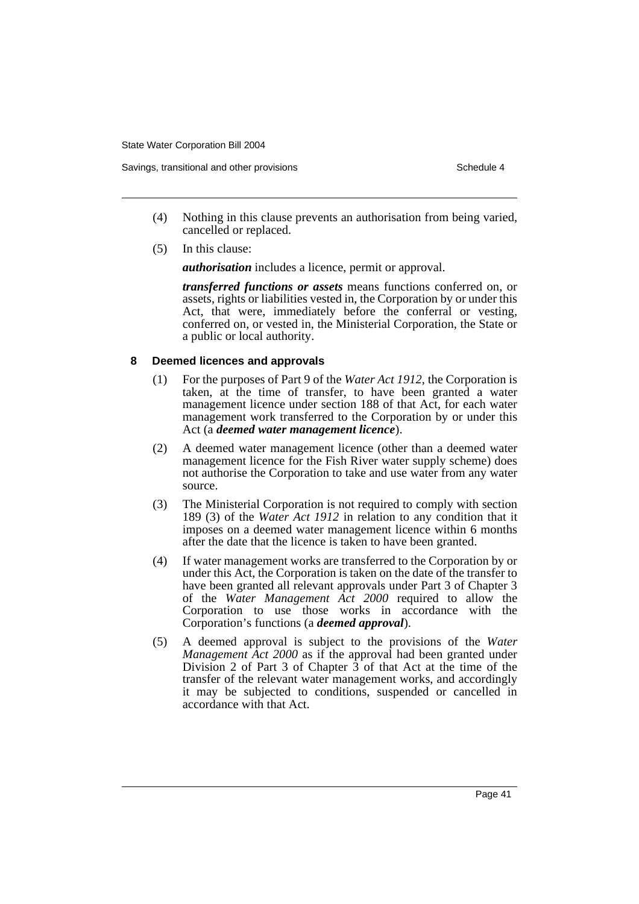(4) Nothing in this clause prevents an authorisation from being varied, cancelled or replaced.

(5) In this clause:

***authorisation*** includes a licence, permit or approval.

***transferred functions or assets*** means functions conferred on, or assets, rights or liabilities vested in, the Corporation by or under this Act, that were, immediately before the conferral or vesting, conferred on, or vested in, the Ministerial Corporation, the State or a public or local authority.

#### 8 Deemed licences and approvals

(1) For the purposes of Part 9 of the *Water Act 1912*, the Corporation is taken, at the time of transfer, to have been granted a water management licence under section 188 of that Act, for each water management work transferred to the Corporation by or under this Act (a ***deemed water management licence***).

(2) A deemed water management licence (other than a deemed water management licence for the Fish River water supply scheme) does not authorise the Corporation to take and use water from any water source.

(3) The Ministerial Corporation is not required to comply with section 189 (3) of the *Water Act 1912* in relation to any condition that it imposes on a deemed water management licence within 6 months after the date that the licence is taken to have been granted.

(4) If water management works are transferred to the Corporation by or under this Act, the Corporation is taken on the date of the transfer to have been granted all relevant approvals under Part 3 of Chapter 3 of the *Water Management Act 2000* required to allow the Corporation to use those works in accordance with the Corporation's functions (a ***deemed approval***).

(5) A deemed approval is subject to the provisions of the *Water Management Act 2000* as if the approval had been granted under Division 2 of Part 3 of Chapter 3 of that Act at the time of the transfer of the relevant water management works, and accordingly it may be subjected to conditions, suspended or cancelled in accordance with that Act.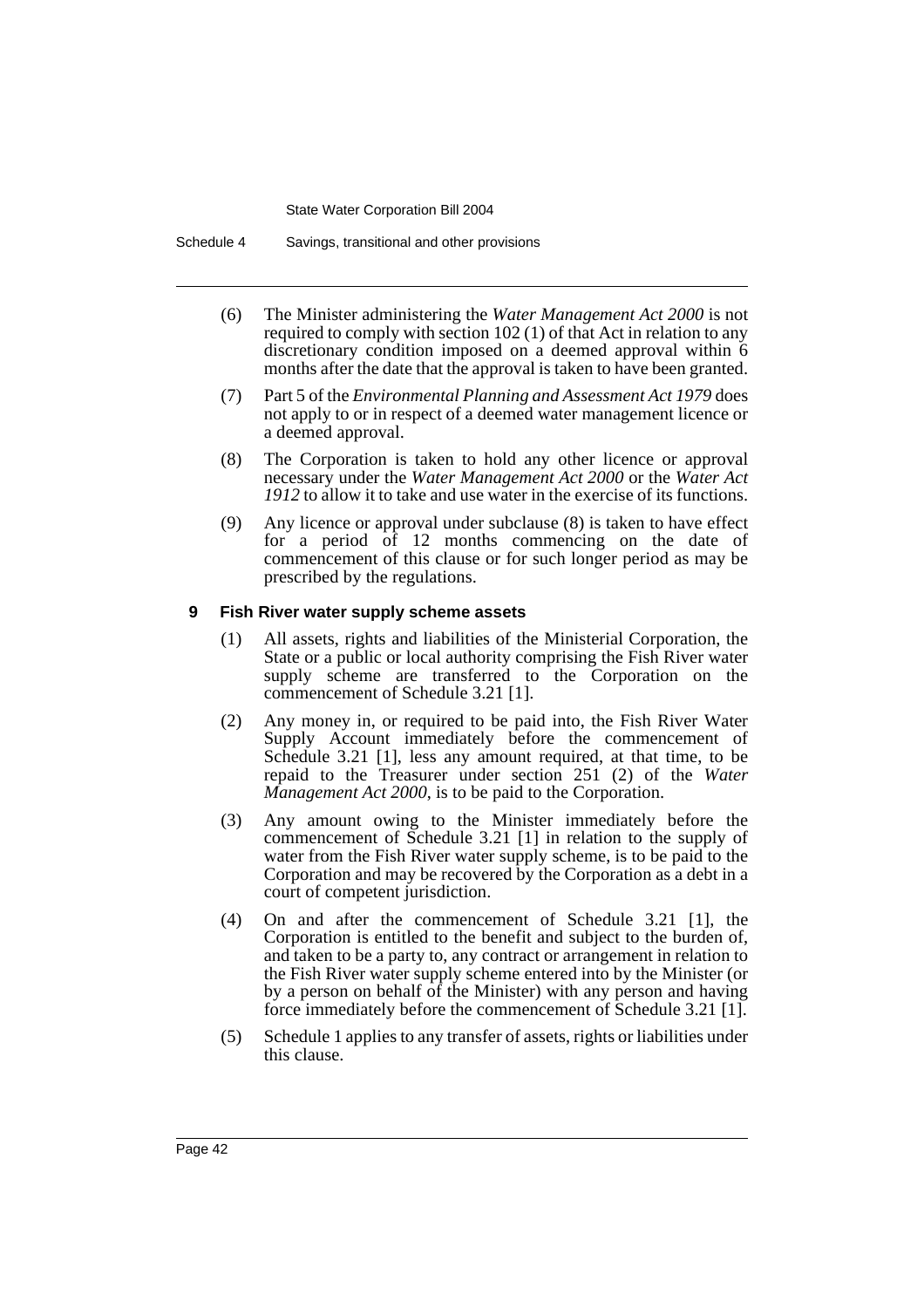(6) The Minister administering the *Water Management Act 2000* is not required to comply with section 102 (1) of that Act in relation to any discretionary condition imposed on a deemed approval within 6 months after the date that the approval is taken to have been granted.

(7) Part 5 of the *Environmental Planning and Assessment Act 1979* does not apply to or in respect of a deemed water management licence or a deemed approval.

(8) The Corporation is taken to hold any other licence or approval necessary under the *Water Management Act 2000* or the *Water Act 1912* to allow it to take and use water in the exercise of its functions.

(9) Any licence or approval under subclause (8) is taken to have effect for a period of 12 months commencing on the date of commencement of this clause or for such longer period as may be prescribed by the regulations.

### 9 Fish River water supply scheme assets

(1) All assets, rights and liabilities of the Ministerial Corporation, the State or a public or local authority comprising the Fish River water supply scheme are transferred to the Corporation on the commencement of Schedule 3.21 [1].

(2) Any money in, or required to be paid into, the Fish River Water Supply Account immediately before the commencement of Schedule 3.21 [1], less any amount required, at that time, to be repaid to the Treasurer under section 251 (2) of the *Water Management Act 2000*, is to be paid to the Corporation.

(3) Any amount owing to the Minister immediately before the commencement of Schedule 3.21 [1] in relation to the supply of water from the Fish River water supply scheme, is to be paid to the Corporation and may be recovered by the Corporation as a debt in a court of competent jurisdiction.

(4) On and after the commencement of Schedule 3.21 [1], the Corporation is entitled to the benefit and subject to the burden of, and taken to be a party to, any contract or arrangement in relation to the Fish River water supply scheme entered into by the Minister (or by a person on behalf of the Minister) with any person and having force immediately before the commencement of Schedule 3.21 [1].

(5) Schedule 1 applies to any transfer of assets, rights or liabilities under this clause.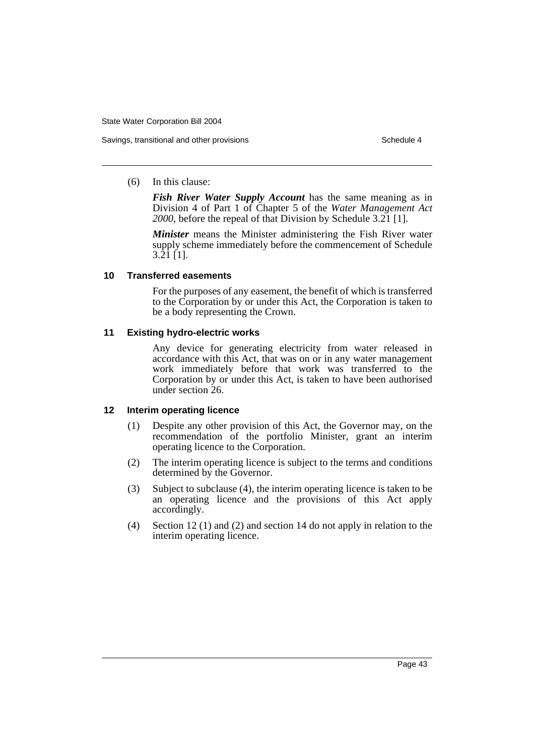(6) In this clause:

***Fish River Water Supply Account*** has the same meaning as in Division 4 of Part 1 of Chapter 5 of the *Water Management Act 2000*, before the repeal of that Division by Schedule 3.21 [1].

***Minister*** means the Minister administering the Fish River water supply scheme immediately before the commencement of Schedule 3.21 [1].

### 10 Transferred easements

For the purposes of any easement, the benefit of which is transferred to the Corporation by or under this Act, the Corporation is taken to be a body representing the Crown.

### 11 Existing hydro-electric works

Any device for generating electricity from water released in accordance with this Act, that was on or in any water management work immediately before that work was transferred to the Corporation by or under this Act, is taken to have been authorised under section 26.

### 12 Interim operating licence

(1) Despite any other provision of this Act, the Governor may, on the recommendation of the portfolio Minister, grant an interim operating licence to the Corporation.

(2) The interim operating licence is subject to the terms and conditions determined by the Governor.

(3) Subject to subclause (4), the interim operating licence is taken to be an operating licence and the provisions of this Act apply accordingly.

(4) Section 12 (1) and (2) and section 14 do not apply in relation to the interim operating licence.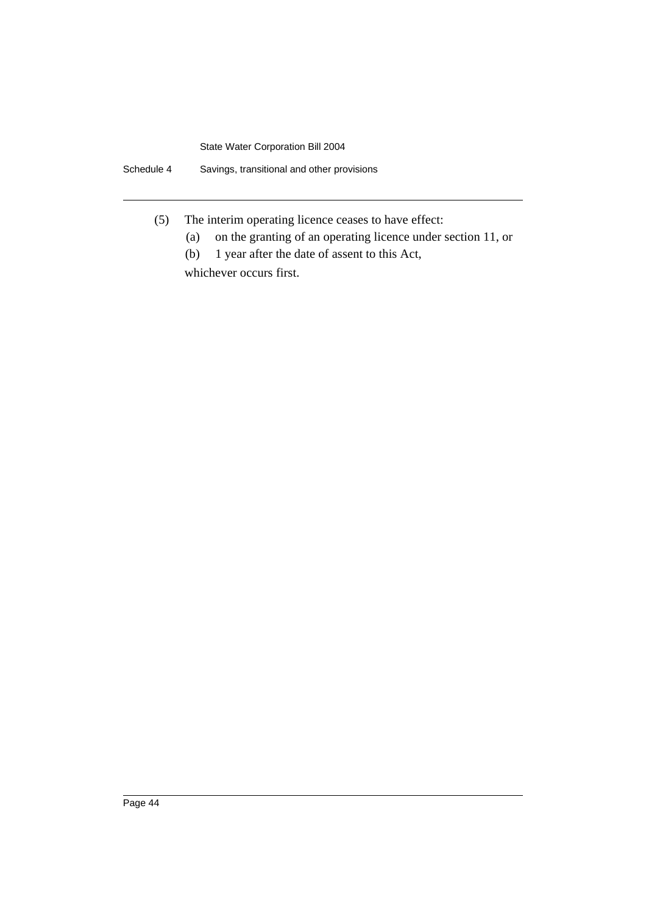(5) The interim operating licence ceases to have effect:

- (a) on the granting of an operating licence under section 11, or
- (b) 1 year after the date of assent to this Act,

whichever occurs first.